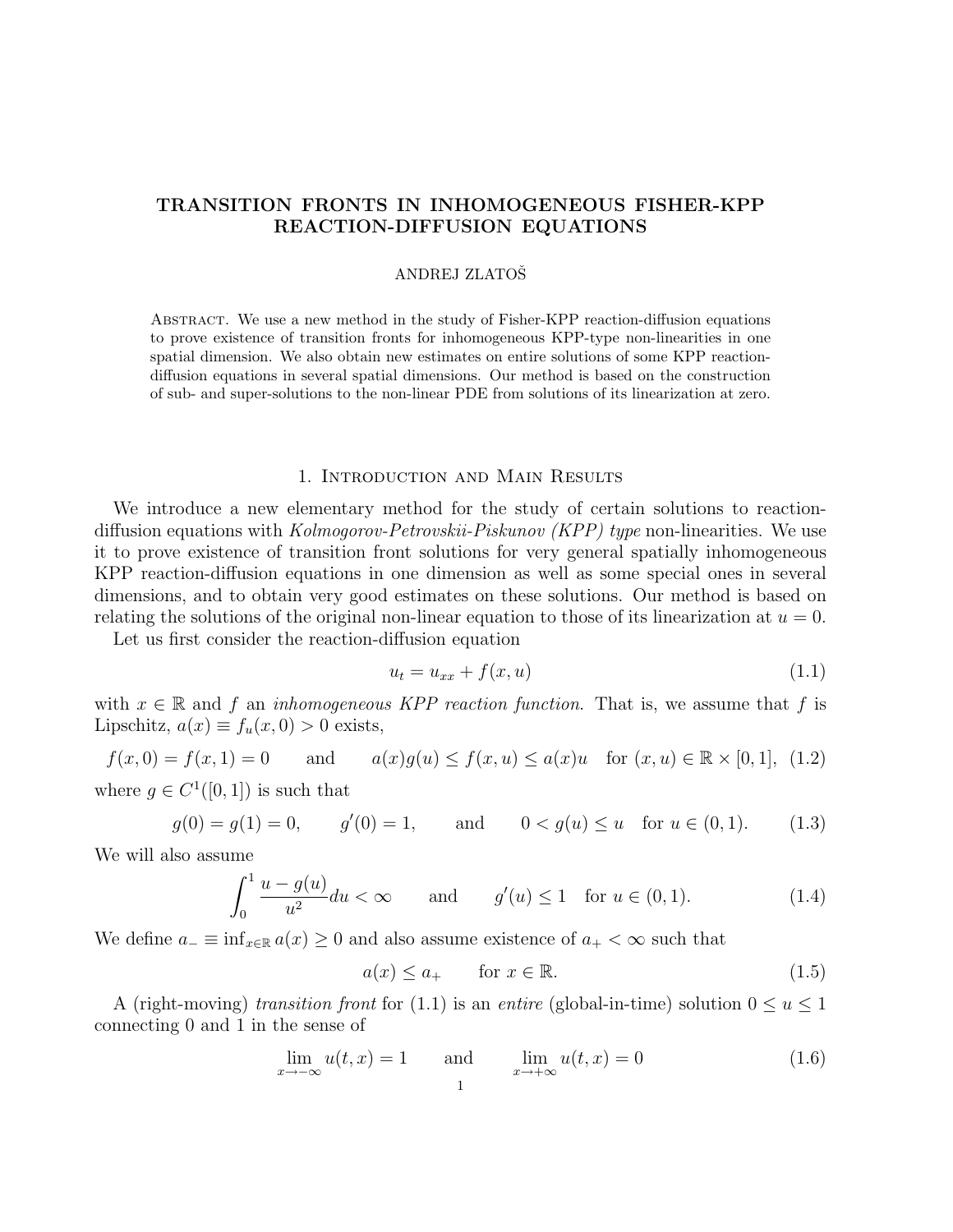# TRANSITION FRONTS IN INHOMOGENEOUS FISHER-KPP REACTION-DIFFUSION EQUATIONS

ANDREJ ZLATOŠ

Abstract. We use a new method in the study of Fisher-KPP reaction-diffusion equations to prove existence of transition fronts for inhomogeneous KPP-type non-linearities in one spatial dimension. We also obtain new estimates on entire solutions of some KPP reaction-diffusion equations in several spatial dimensions. Our method is based on the construction of sub- and super-solutions to the non-linear PDE from solutions of its linearization at zero.

## 1. Introduction and Main Results

We introduce a new elementary method for the study of certain solutions to reaction-diffusion equations with *Kolmogorov-Petrovskii-Piskunov (KPP) type* non-linearities. We use it to prove existence of transition front solutions for very general spatially inhomogeneous KPP reaction-diffusion equations in one dimension as well as some special ones in several dimensions, and to obtain very good estimates on these solutions. Our method is based on relating the solutions of the original non-linear equation to those of its linearization at $u = 0$.

Let us first consider the reaction-diffusion equation

$$u_t = u_{xx} + f(x, u) \tag{1.1}$$

with $x \in \mathbb{R}$ and $f$ an *inhomogeneous KPP reaction function.* That is, we assume that $f$ is Lipschitz, $a(x) \equiv f_u(x, 0) > 0$ exists,

$$f(x, 0) = f(x, 1) = 0 \qquad \text{and} \qquad a(x)g(u) \le f(x, u) \le a(x)u \quad \text{for } (x, u) \in \mathbb{R} \times [0, 1], \tag{1.2}$$

where $g \in C^1([0, 1])$ is such that

$$g(0) = g(1) = 0, \qquad g'(0) = 1, \qquad \text{and} \qquad 0 < g(u) \le u \quad \text{for } u \in (0, 1). \tag{1.3}$$

We will also assume

$$\int_0^1 \frac{u - g(u)}{u^2} du < \infty \qquad \text{and} \qquad g'(u) \le 1 \quad \text{for } u \in (0, 1). \tag{1.4}$$

We define $a_- \equiv \inf_{x \in \mathbb{R}} a(x) \ge 0$ and also assume existence of $a_+ < \infty$ such that

$$a(x) \le a_+ \qquad \text{for } x \in \mathbb{R}. \tag{1.5}$$

A (right-moving) *transition front* for (1.1) is an *entire* (global-in-time) solution $0 \le u \le 1$ connecting 0 and 1 in the sense of

$$\lim_{x \to -\infty} u(t, x) = 1 \qquad \text{and} \qquad \lim_{x \to +\infty} u(t, x) = 0 \tag{1.6}$$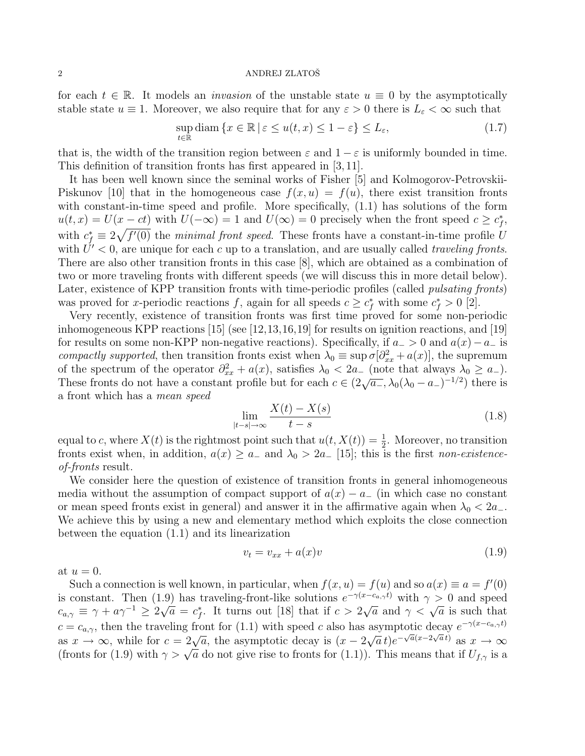for each $t \in \mathbb{R}$. It models an *invasion* of the unstable state $u \equiv 0$ by the asymptotically stable state $u \equiv 1$. Moreover, we also require that for any $\varepsilon > 0$ there is $L_\varepsilon < \infty$ such that

$$\sup_{t\in\mathbb{R}} \operatorname{diam}\{x \in \mathbb{R} \mid \varepsilon \le u(t,x) \le 1-\varepsilon\} \le L_\varepsilon, \tag{1.7}$$

that is, the width of the transition region between $\varepsilon$ and $1-\varepsilon$ is uniformly bounded in time. This definition of transition fronts has first appeared in [3, 11].

It has been well known since the seminal works of Fisher [5] and Kolmogorov-Petrovskii-Piskunov [10] that in the homogeneous case $f(x,u) = f(u)$, there exist transition fronts with constant-in-time speed and profile. More specifically, (1.1) has solutions of the form $u(t,x) = U(x-ct)$ with $U(-\infty) = 1$ and $U(\infty) = 0$ precisely when the front speed $c \ge c_f^*$, with $c_f^* \equiv 2\sqrt{f'(0)}$ the *minimal front speed*. These fronts have a constant-in-time profile $U$ with $U' < 0$, are unique for each $c$ up to a translation, and are usually called *traveling fronts*. There are also other transition fronts in this case [8], which are obtained as a combination of two or more traveling fronts with different speeds (we will discuss this in more detail below). Later, existence of KPP transition fronts with time-periodic profiles (called *pulsating fronts*) was proved for $x$-periodic reactions $f$, again for all speeds $c \ge c_f^*$ with some $c_f^* > 0$ [2].

Very recently, existence of transition fronts was first time proved for some non-periodic inhomogeneous KPP reactions [15] (see [12,13,16,19] for results on ignition reactions, and [19] for results on some non-KPP non-negative reactions). Specifically, if $a_- > 0$ and $a(x) - a_-$ is *compactly supported*, then transition fronts exist when $\lambda_0 \equiv \sup \sigma[\partial_{xx}^2 + a(x)]$, the supremum of the spectrum of the operator $\partial_{xx}^2 + a(x)$, satisfies $\lambda_0 < 2a_-$ (note that always $\lambda_0 \ge a_-$). These fronts do not have a constant profile but for each $c \in (2\sqrt{a_-}, \lambda_0(\lambda_0 - a_-)^{-1/2})$ there is a front which has a *mean speed*

$$\lim_{|t-s|\to\infty} \frac{X(t) - X(s)}{t-s} \tag{1.8}$$

equal to $c$, where $X(t)$ is the rightmost point such that $u(t, X(t)) = \frac{1}{2}$. Moreover, no transition fronts exist when, in addition, $a(x) \ge a_-$ and $\lambda_0 > 2a_-$ [15]; this is the first *non-existence-of-fronts* result.

We consider here the question of existence of transition fronts in general inhomogeneous media without the assumption of compact support of $a(x) - a_-$ (in which case no constant or mean speed fronts exist in general) and answer it in the affirmative again when $\lambda_0 < 2a_-$. We achieve this by using a new and elementary method which exploits the close connection between the equation (1.1) and its linearization

$$v_t = v_{xx} + a(x)v \tag{1.9}$$

at $u = 0$.

Such a connection is well known, in particular, when $f(x,u) = f(u)$ and so $a(x) \equiv a = f'(0)$ is constant. Then (1.9) has traveling-front-like solutions $e^{-\gamma(x - c_{a,\gamma}t)}$ with $\gamma > 0$ and speed $c_{a,\gamma} \equiv \gamma + a\gamma^{-1} \ge 2\sqrt{a} = c_f^*$. It turns out [18] that if $c > 2\sqrt{a}$ and $\gamma < \sqrt{a}$ is such that $c = c_{a,\gamma}$, then the traveling front for (1.1) with speed $c$ also has asymptotic decay $e^{-\gamma(x-c_{a,\gamma}t)}$ as $x \to \infty$, while for $c = 2\sqrt{a}$, the asymptotic decay is $(x - 2\sqrt{a}\,t)e^{-\sqrt{a}(x-2\sqrt{a}\,t)}$ as $x \to \infty$ (fronts for (1.9) with $\gamma > \sqrt{a}$ do not give rise to fronts for (1.1)). This means that if $U_{f,\gamma}$ is a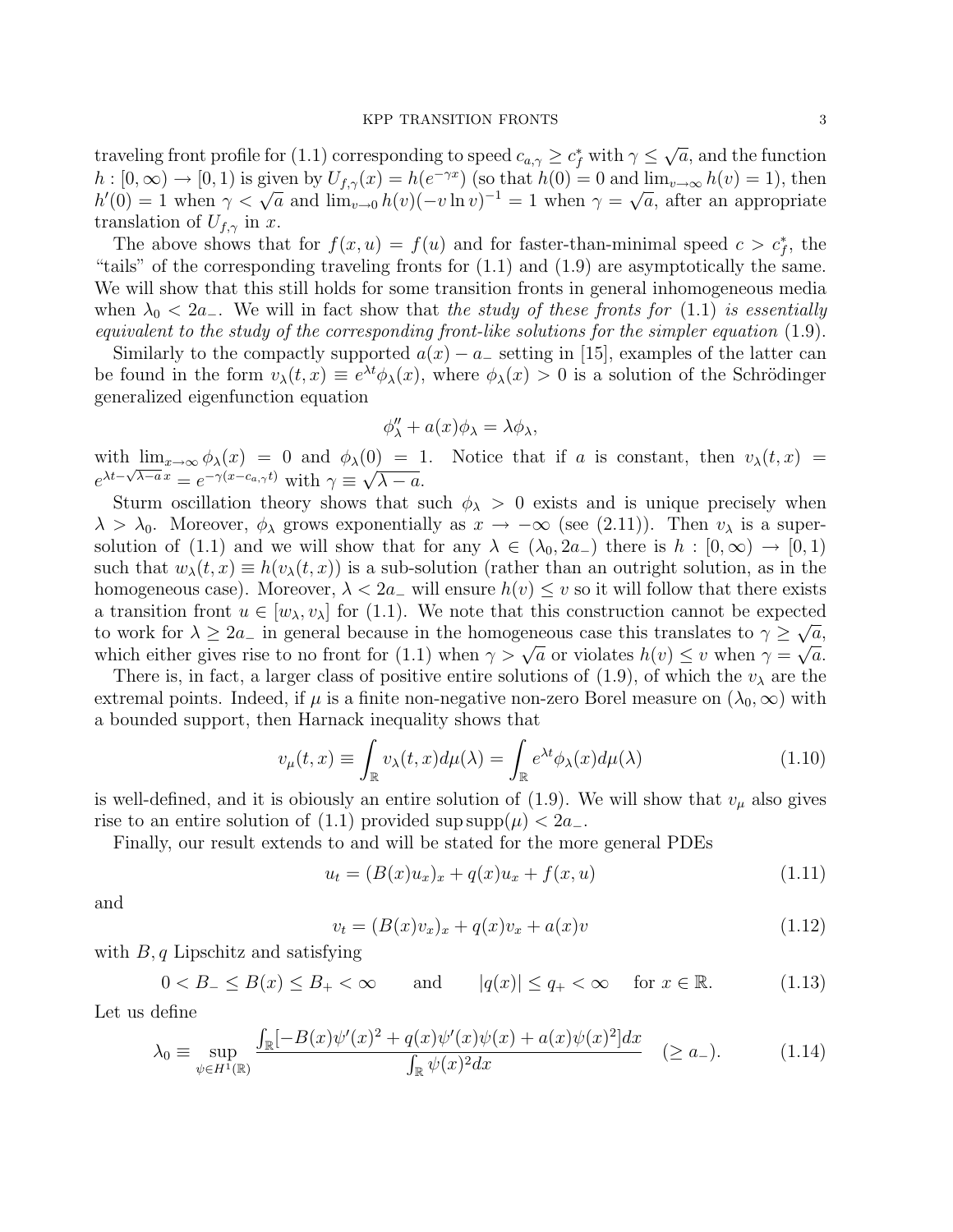traveling front profile for (1.1) corresponding to speed $c_{a,\gamma} \geq c_f^*$ with $\gamma \leq \sqrt{a}$, and the function $h : [0, \infty) \to [0, 1)$ is given by $U_{f,\gamma}(x) = h(e^{-\gamma x})$ (so that $h(0) = 0$ and $\lim_{v\to\infty} h(v) = 1$), then $h'(0) = 1$ when $\gamma < \sqrt{a}$ and $\lim_{v\to 0} h(v)(-v \ln v)^{-1} = 1$ when $\gamma = \sqrt{a}$, after an appropriate translation of $U_{f,\gamma}$ in $x$.

The above shows that for $f(x, u) = f(u)$ and for faster-than-minimal speed $c > c_f^*$, the "tails" of the corresponding traveling fronts for (1.1) and (1.9) are asymptotically the same. We will show that this still holds for some transition fronts in general inhomogeneous media when $\lambda_0 < 2a_-$. We will in fact show that *the study of these fronts for* (1.1) *is essentially equivalent to the study of the corresponding front-like solutions for the simpler equation* (1.9).

Similarly to the compactly supported $a(x) - a_-$ setting in [15], examples of the latter can be found in the form $v_\lambda(t, x) \equiv e^{\lambda t}\phi_\lambda(x)$, where $\phi_\lambda(x) > 0$ is a solution of the Schrödinger generalized eigenfunction equation

$$\phi_\lambda'' + a(x)\phi_\lambda = \lambda\phi_\lambda,$$

with $\lim_{x\to\infty} \phi_\lambda(x) = 0$ and $\phi_\lambda(0) = 1$. Notice that if $a$ is constant, then $v_\lambda(t, x) = e^{\lambda t - \sqrt{\lambda - a}\,x} = e^{-\gamma(x - c_{a,\gamma}t)}$ with $\gamma \equiv \sqrt{\lambda - a}$.

Sturm oscillation theory shows that such $\phi_\lambda > 0$ exists and is unique precisely when $\lambda > \lambda_0$. Moreover, $\phi_\lambda$ grows exponentially as $x \to -\infty$ (see (2.11)). Then $v_\lambda$ is a supersolution of (1.1) and we will show that for any $\lambda \in (\lambda_0, 2a_-)$ there is $h : [0, \infty) \to [0, 1)$ such that $w_\lambda(t, x) \equiv h(v_\lambda(t, x))$ is a sub-solution (rather than an outright solution, as in the homogeneous case). Moreover, $\lambda < 2a_-$ will ensure $h(v) \leq v$ so it will follow that there exists a transition front $u \in [w_\lambda, v_\lambda]$ for (1.1). We note that this construction cannot be expected to work for $\lambda \geq 2a_-$ in general because in the homogeneous case this translates to $\gamma \geq \sqrt{a}$, which either gives rise to no front for (1.1) when $\gamma > \sqrt{a}$ or violates $h(v) \leq v$ when $\gamma = \sqrt{a}$.

There is, in fact, a larger class of positive entire solutions of (1.9), of which the $v_\lambda$ are the extremal points. Indeed, if $\mu$ is a finite non-negative non-zero Borel measure on $(\lambda_0, \infty)$ with a bounded support, then Harnack inequality shows that

$$v_\mu(t, x) \equiv \int_{\mathbb{R}} v_\lambda(t, x)d\mu(\lambda) = \int_{\mathbb{R}} e^{\lambda t}\phi_\lambda(x)d\mu(\lambda) \tag{1.10}$$

is well-defined, and it is obiously an entire solution of (1.9). We will show that $v_\mu$ also gives rise to an entire solution of (1.1) provided $\sup \operatorname{supp}(\mu) < 2a_-$.

Finally, our result extends to and will be stated for the more general PDEs

$$u_t = (B(x)u_x)_x + q(x)u_x + f(x, u) \tag{1.11}$$

and

$$v_t = (B(x)v_x)_x + q(x)v_x + a(x)v \tag{1.12}$$

with $B, q$ Lipschitz and satisfying

$$0 < B_- \leq B(x) \leq B_+ < \infty \qquad \text{and} \qquad |q(x)| \leq q_+ < \infty \quad \text{ for } x \in \mathbb{R}. \tag{1.13}$$

Let us define

$$\lambda_0 \equiv \sup_{\psi\in H^1(\mathbb{R})} \frac{\int_{\mathbb{R}}[-B(x)\psi'(x)^2 + q(x)\psi'(x)\psi(x) + a(x)\psi(x)^2]dx}{\int_{\mathbb{R}} \psi(x)^2 dx} \quad (\geq a_-). \tag{1.14}$$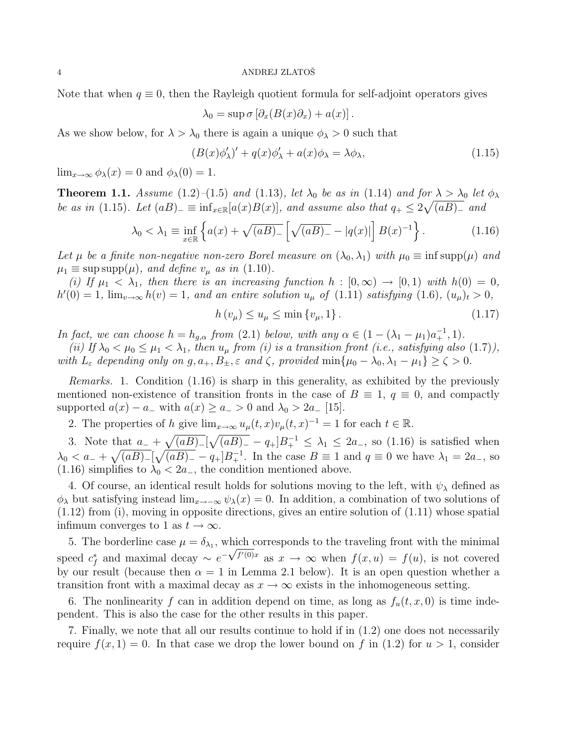Note that when $q \equiv 0$, then the Rayleigh quotient formula for self-adjoint operators gives

$$\lambda_0 = \sup \sigma \left[ \partial_x (B(x) \partial_x) + a(x) \right].$$

As we show below, for $\lambda > \lambda_0$ there is again a unique $\phi_\lambda > 0$ such that

$$(B(x)\phi_\lambda')' + q(x)\phi_\lambda' + a(x)\phi_\lambda = \lambda \phi_\lambda, \tag{1.15}$$

$\lim_{x\to\infty} \phi_\lambda(x) = 0$ and $\phi_\lambda(0) = 1$.

**Theorem 1.1.** *Assume* (1.2)–(1.5) *and* (1.13)*, let $\lambda_0$ be as in* (1.14) *and for $\lambda > \lambda_0$ let $\phi_\lambda$ be as in* (1.15)*. Let $(aB)_- \equiv \inf_{x\in\mathbb{R}}[a(x)B(x)]$, and assume also that $q_+ \le 2\sqrt{(aB)_-}$ and*

$$\lambda_0 < \lambda_1 \equiv \inf_{x\in\mathbb{R}} \left\{ a(x) + \sqrt{(aB)_-} \left[ \sqrt{(aB)_-} - |q(x)| \right] B(x)^{-1} \right\}. \tag{1.16}$$

*Let $\mu$ be a finite non-negative non-zero Borel measure on $(\lambda_0, \lambda_1)$ with $\mu_0 \equiv \inf \operatorname{supp}(\mu)$ and $\mu_1 \equiv \sup \operatorname{supp}(\mu)$, and define $v_\mu$ as in* (1.10)*.*

*(i) If $\mu_1 < \lambda_1$, then there is an increasing function $h : [0,\infty) \to [0,1)$ with $h(0) = 0$, $h'(0) = 1$, $\lim_{v\to\infty} h(v) = 1$, and an entire solution $u_\mu$ of* (1.11) *satisfying* (1.6)*, $(u_\mu)_t > 0$,*

$$h(v_\mu) \le u_\mu \le \min\{v_\mu, 1\}. \tag{1.17}$$

*In fact, we can choose $h = h_{g,\alpha}$ from* (2.1) *below, with any $\alpha \in (1 - (\lambda_1 - \mu_1)a_+^{-1}, 1)$.*

*(ii) If $\lambda_0 < \mu_0 \le \mu_1 < \lambda_1$, then $u_\mu$ from (i) is a transition front (i.e., satisfying also* (1.7)*), with $L_\varepsilon$ depending only on $g, a_+, B_\pm, \varepsilon$ and $\zeta$, provided $\min\{\mu_0 - \lambda_0, \lambda_1 - \mu_1\} \ge \zeta > 0$.*

*Remarks.* 1. Condition (1.16) is sharp in this generality, as exhibited by the previously mentioned non-existence of transition fronts in the case of $B \equiv 1$, $q \equiv 0$, and compactly supported $a(x) - a_-$ with $a(x) \ge a_- > 0$ and $\lambda_0 > 2a_-$ [15].

2. The properties of $h$ give $\lim_{x\to\infty} u_\mu(t,x)v_\mu(t,x)^{-1} = 1$ for each $t \in \mathbb{R}$.

3. Note that $a_- + \sqrt{(aB)_-}[\sqrt{(aB)_-} - q_+]B_+^{-1} \le \lambda_1 \le 2a_-$, so (1.16) is satisfied when $\lambda_0 < a_- + \sqrt{(aB)_-}[\sqrt{(aB)_-} - q_+]B_+^{-1}$. In the case $B \equiv 1$ and $q \equiv 0$ we have $\lambda_1 = 2a_-$, so (1.16) simplifies to $\lambda_0 < 2a_-$, the condition mentioned above.

4. Of course, an identical result holds for solutions moving to the left, with $\psi_\lambda$ defined as $\phi_\lambda$ but satisfying instead $\lim_{x\to-\infty} \psi_\lambda(x) = 0$. In addition, a combination of two solutions of (1.12) from (i), moving in opposite directions, gives an entire solution of (1.11) whose spatial infimum converges to 1 as $t \to \infty$.

5. The borderline case $\mu = \delta_{\lambda_1}$, which corresponds to the traveling front with the minimal speed $c_f^*$ and maximal decay $\sim e^{-\sqrt{f'(0)}x}$ as $x \to \infty$ when $f(x,u) = f(u)$, is not covered by our result (because then $\alpha = 1$ in Lemma 2.1 below). It is an open question whether a transition front with a maximal decay as $x \to \infty$ exists in the inhomogeneous setting.

6. The nonlinearity $f$ can in addition depend on time, as long as $f_u(t,x,0)$ is time independent. This is also the case for the other results in this paper.

7. Finally, we note that all our results continue to hold if in (1.2) one does not necessarily require $f(x,1) = 0$. In that case we drop the lower bound on $f$ in (1.2) for $u > 1$, consider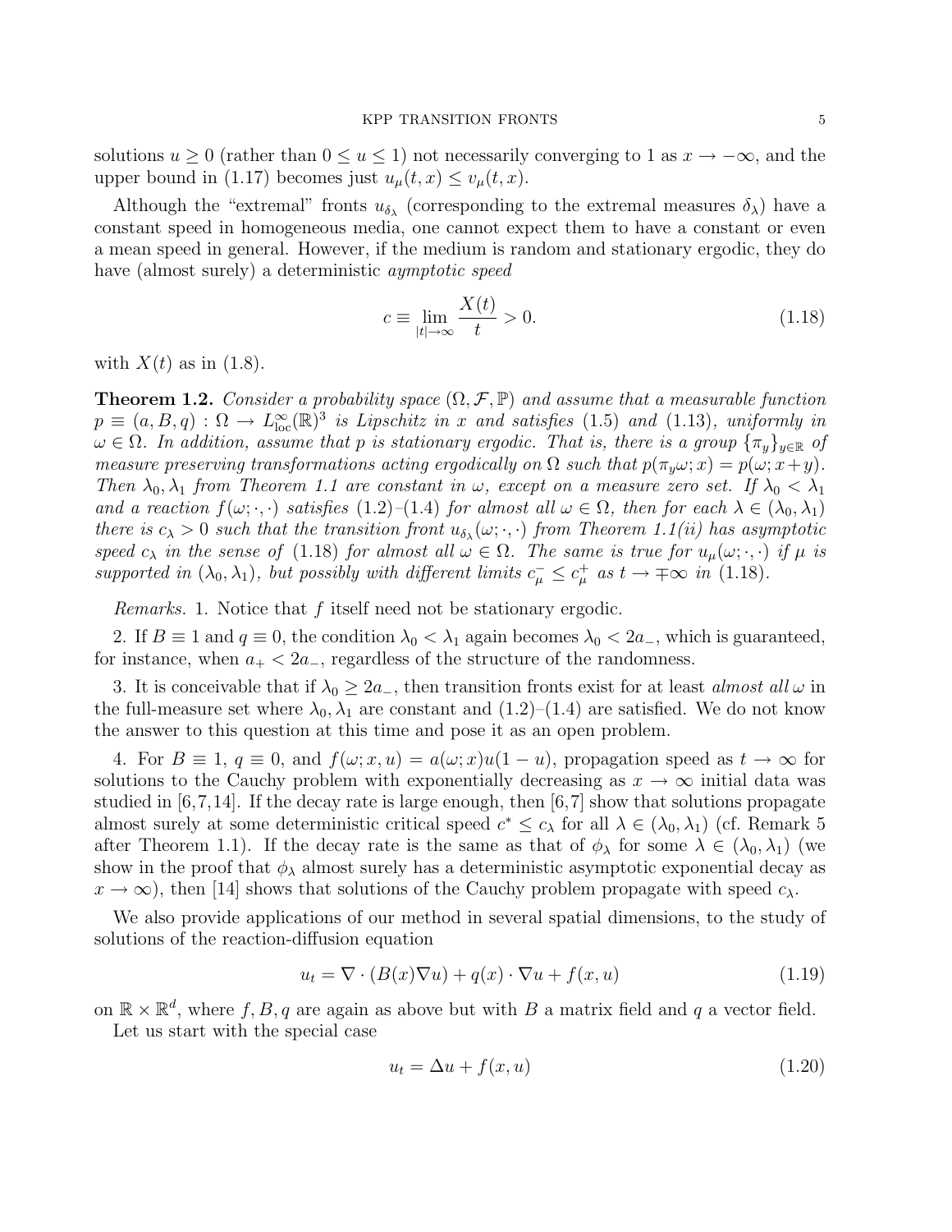solutions $u \geq 0$ (rather than $0 \leq u \leq 1$) not necessarily converging to 1 as $x \to -\infty$, and the upper bound in (1.17) becomes just $u_\mu(t,x) \leq v_\mu(t,x)$.

Although the "extremal" fronts $u_{\delta_\lambda}$ (corresponding to the extremal measures $\delta_\lambda$) have a constant speed in homogeneous media, one cannot expect them to have a constant or even a mean speed in general. However, if the medium is random and stationary ergodic, they do have (almost surely) a deterministic *aymptotic speed*

$$c \equiv \lim_{|t|\to\infty} \frac{X(t)}{t} > 0. \tag{1.18}$$

with $X(t)$ as in (1.8).

**Theorem 1.2.** *Consider a probability space $(\Omega, \mathcal{F}, \mathbb{P})$ and assume that a measurable function $p \equiv (a, B, q) : \Omega \to L^\infty_{\text{loc}}(\mathbb{R})^3$ is Lipschitz in $x$ and satisfies (1.5) and (1.13), uniformly in $\omega \in \Omega$. In addition, assume that $p$ is stationary ergodic. That is, there is a group $\{\pi_y\}_{y\in\mathbb{R}}$ of measure preserving transformations acting ergodically on $\Omega$ such that $p(\pi_y\omega; x) = p(\omega; x+y)$. Then $\lambda_0, \lambda_1$ from Theorem 1.1 are constant in $\omega$, except on a measure zero set. If $\lambda_0 < \lambda_1$ and a reaction $f(\omega; \cdot, \cdot)$ satisfies (1.2)–(1.4) for almost all $\omega \in \Omega$, then for each $\lambda \in (\lambda_0, \lambda_1)$ there is $c_\lambda > 0$ such that the transition front $u_{\delta_\lambda}(\omega; \cdot, \cdot)$ from Theorem 1.1(ii) has asymptotic speed $c_\lambda$ in the sense of (1.18) for almost all $\omega \in \Omega$. The same is true for $u_\mu(\omega; \cdot, \cdot)$ if $\mu$ is supported in $(\lambda_0, \lambda_1)$, but possibly with different limits $c^-_\mu \leq c^+_\mu$ as $t \to \mp\infty$ in (1.18).*

*Remarks.* 1. Notice that $f$ itself need not be stationary ergodic.

2. If $B \equiv 1$ and $q \equiv 0$, the condition $\lambda_0 < \lambda_1$ again becomes $\lambda_0 < 2a_-$, which is guaranteed, for instance, when $a_+ < 2a_-$, regardless of the structure of the randomness.

3. It is conceivable that if $\lambda_0 \geq 2a_-$, then transition fronts exist for at least *almost all* $\omega$ in the full-measure set where $\lambda_0, \lambda_1$ are constant and (1.2)–(1.4) are satisfied. We do not know the answer to this question at this time and pose it as an open problem.

4. For $B \equiv 1$, $q \equiv 0$, and $f(\omega; x, u) = a(\omega; x)u(1-u)$, propagation speed as $t \to \infty$ for solutions to the Cauchy problem with exponentially decreasing as $x \to \infty$ initial data was studied in [6,7,14]. If the decay rate is large enough, then [6,7] show that solutions propagate almost surely at some deterministic critical speed $c^* \leq c_\lambda$ for all $\lambda \in (\lambda_0, \lambda_1)$ (cf. Remark 5 after Theorem 1.1). If the decay rate is the same as that of $\phi_\lambda$ for some $\lambda \in (\lambda_0, \lambda_1)$ (we show in the proof that $\phi_\lambda$ almost surely has a deterministic asymptotic exponential decay as $x \to \infty$), then [14] shows that solutions of the Cauchy problem propagate with speed $c_\lambda$.

We also provide applications of our method in several spatial dimensions, to the study of solutions of the reaction-diffusion equation

$$u_t = \nabla \cdot (B(x)\nabla u) + q(x) \cdot \nabla u + f(x,u) \tag{1.19}$$

on $\mathbb{R} \times \mathbb{R}^d$, where $f, B, q$ are again as above but with $B$ a matrix field and $q$ a vector field.

Let us start with the special case

$$u_t = \Delta u + f(x,u) \tag{1.20}$$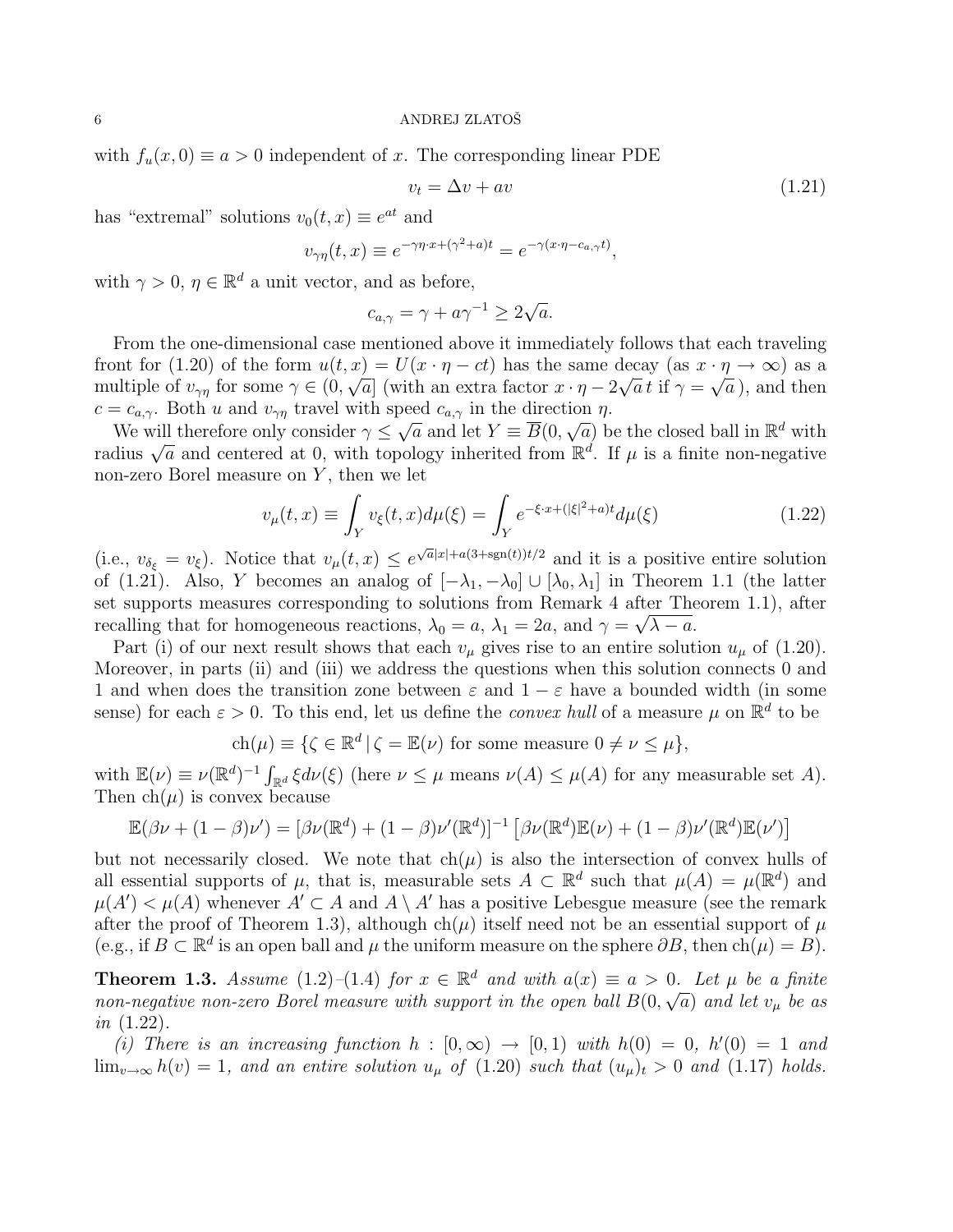with $f_u(x,0) \equiv a > 0$ independent of $x$. The corresponding linear PDE

$$v_t = \Delta v + av \tag{1.21}$$

has "extremal" solutions $v_0(t,x) \equiv e^{at}$ and

$$v_{\gamma\eta}(t,x) \equiv e^{-\gamma\eta\cdot x + (\gamma^2+a)t} = e^{-\gamma(x\cdot\eta - c_{a,\gamma}t)},$$

with $\gamma > 0$, $\eta \in \mathbb{R}^d$ a unit vector, and as before,

$$c_{a,\gamma} = \gamma + a\gamma^{-1} \geq 2\sqrt{a}.$$

From the one-dimensional case mentioned above it immediately follows that each traveling front for (1.20) of the form $u(t,x) = U(x\cdot\eta - ct)$ has the same decay (as $x\cdot\eta \to \infty$) as a multiple of $v_{\gamma\eta}$ for some $\gamma \in (0,\sqrt{a}]$ (with an extra factor $x\cdot\eta - 2\sqrt{a}\,t$ if $\gamma = \sqrt{a}$), and then $c = c_{a,\gamma}$. Both $u$ and $v_{\gamma\eta}$ travel with speed $c_{a,\gamma}$ in the direction $\eta$.

We will therefore only consider $\gamma \leq \sqrt{a}$ and let $Y \equiv \overline{B}(0,\sqrt{a})$ be the closed ball in $\mathbb{R}^d$ with radius $\sqrt{a}$ and centered at 0, with topology inherited from $\mathbb{R}^d$. If $\mu$ is a finite non-negative non-zero Borel measure on $Y$, then we let

$$v_\mu(t,x) \equiv \int_Y v_\xi(t,x)d\mu(\xi) = \int_Y e^{-\xi\cdot x + (|\xi|^2+a)t}d\mu(\xi) \tag{1.22}$$

(i.e., $v_{\delta_\xi} = v_\xi$). Notice that $v_\mu(t,x) \leq e^{\sqrt{a}|x| + a(3+\mathrm{sgn}(t))t/2}$ and it is a positive entire solution of (1.21). Also, $Y$ becomes an analog of $[-\lambda_1,-\lambda_0]\cup[\lambda_0,\lambda_1]$ in Theorem 1.1 (the latter set supports measures corresponding to solutions from Remark 4 after Theorem 1.1), after recalling that for homogeneous reactions, $\lambda_0 = a$, $\lambda_1 = 2a$, and $\gamma = \sqrt{\lambda - a}$.

Part (i) of our next result shows that each $v_\mu$ gives rise to an entire solution $u_\mu$ of (1.20). Moreover, in parts (ii) and (iii) we address the questions when this solution connects 0 and 1 and when does the transition zone between $\varepsilon$ and $1-\varepsilon$ have a bounded width (in some sense) for each $\varepsilon > 0$. To this end, let us define the *convex hull* of a measure $\mu$ on $\mathbb{R}^d$ to be

$$\mathrm{ch}(\mu) \equiv \{\zeta \in \mathbb{R}^d \,|\, \zeta = \mathbb{E}(\nu) \text{ for some measure } 0 \neq \nu \leq \mu\},$$

with $\mathbb{E}(\nu) \equiv \nu(\mathbb{R}^d)^{-1}\int_{\mathbb{R}^d}\xi d\nu(\xi)$ (here $\nu \leq \mu$ means $\nu(A) \leq \mu(A)$ for any measurable set $A$). Then $\mathrm{ch}(\mu)$ is convex because

$$\mathbb{E}(\beta\nu + (1-\beta)\nu') = [\beta\nu(\mathbb{R}^d) + (1-\beta)\nu'(\mathbb{R}^d)]^{-1}\left[\beta\nu(\mathbb{R}^d)\mathbb{E}(\nu) + (1-\beta)\nu'(\mathbb{R}^d)\mathbb{E}(\nu')\right]$$

but not necessarily closed. We note that $\mathrm{ch}(\mu)$ is also the intersection of convex hulls of all essential supports of $\mu$, that is, measurable sets $A \subset \mathbb{R}^d$ such that $\mu(A) = \mu(\mathbb{R}^d)$ and $\mu(A') < \mu(A)$ whenever $A' \subset A$ and $A \setminus A'$ has a positive Lebesgue measure (see the remark after the proof of Theorem 1.3), although $\mathrm{ch}(\mu)$ itself need not be an essential support of $\mu$ (e.g., if $B \subset \mathbb{R}^d$ is an open ball and $\mu$ the uniform measure on the sphere $\partial B$, then $\mathrm{ch}(\mu) = B$).

**Theorem 1.3.** *Assume (1.2)–(1.4) for $x \in \mathbb{R}^d$ and with $a(x) \equiv a > 0$. Let $\mu$ be a finite non-negative non-zero Borel measure with support in the open ball $B(0,\sqrt{a})$ and let $v_\mu$ be as in (1.22).*

*(i) There is an increasing function $h : [0,\infty) \to [0,1)$ with $h(0) = 0$, $h'(0) = 1$ and $\lim_{v\to\infty} h(v) = 1$, and an entire solution $u_\mu$ of (1.20) such that $(u_\mu)_t > 0$ and (1.17) holds.*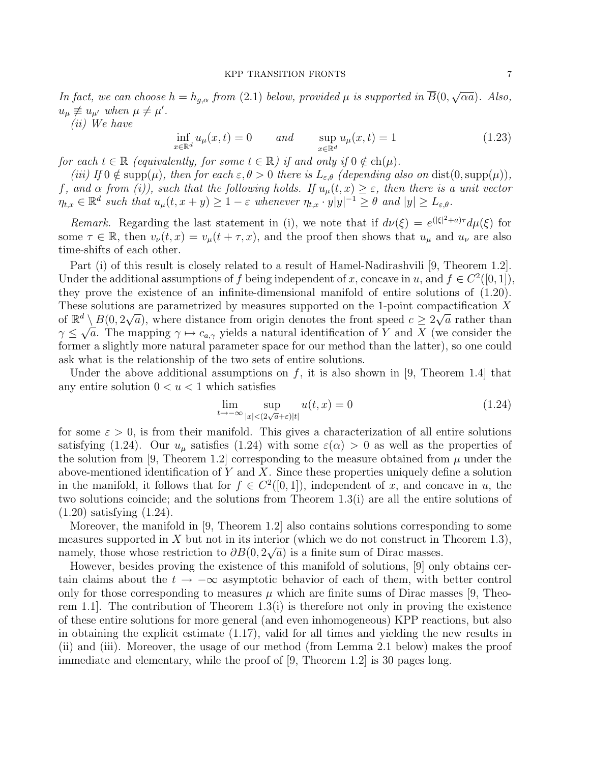*In fact, we can choose $h = h_{g,\alpha}$ from (2.1) below, provided $\mu$ is supported in $\overline{B}(0, \sqrt{\alpha a})$. Also, $u_\mu \not\equiv u_{\mu'}$ when $\mu \neq \mu'$.*

*(ii) We have*

$$\inf_{x \in \mathbb{R}^d} u_\mu(x,t) = 0 \qquad \text{and} \qquad \sup_{x\in\mathbb{R}^d} u_\mu(x,t) = 1 \tag{1.23}$$

*for each $t \in \mathbb{R}$ (equivalently, for some $t \in \mathbb{R}$) if and only if $0 \notin \mathrm{ch}(\mu)$.*

*(iii) If $0 \notin \mathrm{supp}(\mu)$, then for each $\varepsilon, \theta > 0$ there is $L_{\varepsilon,\theta}$ (depending also on $\mathrm{dist}(0, \mathrm{supp}(\mu))$, $f$, and $\alpha$ from (i)), such that the following holds. If $u_\mu(t,x) \geq \varepsilon$, then there is a unit vector $\eta_{t,x} \in \mathbb{R}^d$ such that $u_\mu(t, x+y) \geq 1 - \varepsilon$ whenever $\eta_{t,x} \cdot y|y|^{-1} \geq \theta$ and $|y| \geq L_{\varepsilon,\theta}$.*

*Remark.* Regarding the last statement in (i), we note that if $d\nu(\xi) = e^{(|\xi|^2+a)\tau} d\mu(\xi)$ for some $\tau \in \mathbb{R}$, then $v_\nu(t,x) = v_\mu(t+\tau, x)$, and the proof then shows that $u_\mu$ and $u_\nu$ are also time-shifts of each other.

Part (i) of this result is closely related to a result of Hamel-Nadirashvili [9, Theorem 1.2]. Under the additional assumptions of $f$ being independent of $x$, concave in $u$, and $f \in C^2([0,1])$, they prove the existence of an infinite-dimensional manifold of entire solutions of (1.20). These solutions are parametrized by measures supported on the 1-point compactification $X$ of $\mathbb{R}^d \setminus B(0, 2\sqrt{a})$, where distance from origin denotes the front speed $c \geq 2\sqrt{a}$ rather than $\gamma \leq \sqrt{a}$. The mapping $\gamma \mapsto c_{a,\gamma}$ yields a natural identification of $Y$ and $X$ (we consider the former a slightly more natural parameter space for our method than the latter), so one could ask what is the relationship of the two sets of entire solutions.

Under the above additional assumptions on $f$, it is also shown in [9, Theorem 1.4] that any entire solution $0 < u < 1$ which satisfies

$$\lim_{t\to-\infty} \sup_{|x|<(2\sqrt{a}+\varepsilon)|t|} u(t,x) = 0 \tag{1.24}$$

for some $\varepsilon > 0$, is from their manifold. This gives a characterization of all entire solutions satisfying (1.24). Our $u_\mu$ satisfies (1.24) with some $\varepsilon(\alpha) > 0$ as well as the properties of the solution from [9, Theorem 1.2] corresponding to the measure obtained from $\mu$ under the above-mentioned identification of $Y$ and $X$. Since these properties uniquely define a solution in the manifold, it follows that for $f \in C^2([0,1])$, independent of $x$, and concave in $u$, the two solutions coincide; and the solutions from Theorem 1.3(i) are all the entire solutions of (1.20) satisfying (1.24).

Moreover, the manifold in [9, Theorem 1.2] also contains solutions corresponding to some measures supported in $X$ but not in its interior (which we do not construct in Theorem 1.3), namely, those whose restriction to $\partial B(0, 2\sqrt{a})$ is a finite sum of Dirac masses.

However, besides proving the existence of this manifold of solutions, [9] only obtains certain claims about the $t \to -\infty$ asymptotic behavior of each of them, with better control only for those corresponding to measures $\mu$ which are finite sums of Dirac masses [9, Theorem 1.1]. The contribution of Theorem 1.3(i) is therefore not only in proving the existence of these entire solutions for more general (and even inhomogeneous) KPP reactions, but also in obtaining the explicit estimate (1.17), valid for all times and yielding the new results in (ii) and (iii). Moreover, the usage of our method (from Lemma 2.1 below) makes the proof immediate and elementary, while the proof of [9, Theorem 1.2] is 30 pages long.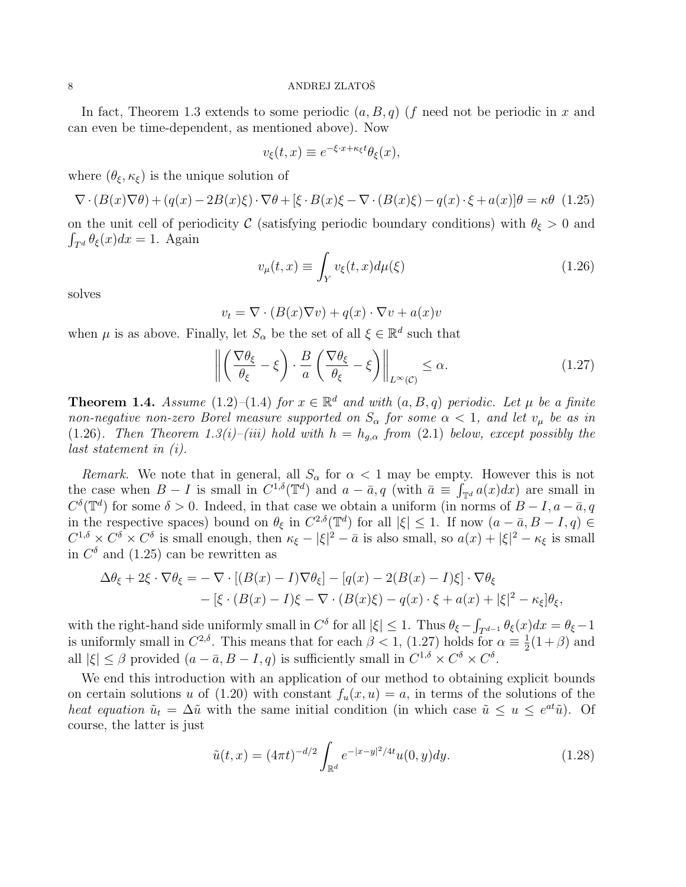In fact, Theorem 1.3 extends to some periodic $(a, B, q)$ ($f$ need not be periodic in $x$ and can even be time-dependent, as mentioned above). Now

$$v_\xi(t,x) \equiv e^{-\xi\cdot x + \kappa_\xi t}\theta_\xi(x),$$

where $(\theta_\xi, \kappa_\xi)$ is the unique solution of

$$\nabla\cdot(B(x)\nabla\theta) + (q(x) - 2B(x)\xi)\cdot\nabla\theta + [\xi\cdot B(x)\xi - \nabla\cdot(B(x)\xi) - q(x)\cdot\xi + a(x)]\theta = \kappa\theta \tag{1.25}$$

on the unit cell of periodicity $\mathcal{C}$ (satisfying periodic boundary conditions) with $\theta_\xi > 0$ and $\int_{T^d}\theta_\xi(x)dx = 1$. Again

$$v_\mu(t,x) \equiv \int_Y v_\xi(t,x)d\mu(\xi) \tag{1.26}$$

solves

$$v_t = \nabla\cdot(B(x)\nabla v) + q(x)\cdot\nabla v + a(x)v$$

when $\mu$ is as above. Finally, let $S_\alpha$ be the set of all $\xi \in \mathbb{R}^d$ such that

$$\left\| \left(\frac{\nabla\theta_\xi}{\theta_\xi} - \xi\right)\cdot\frac{B}{a}\left(\frac{\nabla\theta_\xi}{\theta_\xi} - \xi\right)\right\|_{L^\infty(\mathcal{C})} \le \alpha. \tag{1.27}$$

**Theorem 1.4.** *Assume (1.2)–(1.4) for $x \in \mathbb{R}^d$ and with $(a, B, q)$ periodic. Let $\mu$ be a finite non-negative non-zero Borel measure supported on $S_\alpha$ for some $\alpha < 1$, and let $v_\mu$ be as in (1.26). Then Theorem 1.3(i)–(iii) hold with $h = h_{g,\alpha}$ from (2.1) below, except possibly the last statement in (i).*

*Remark.* We note that in general, all $S_\alpha$ for $\alpha < 1$ may be empty. However this is not the case when $B - I$ is small in $C^{1,\delta}(\mathbb{T}^d)$ and $a - \bar{a}, q$ (with $\bar{a} \equiv \int_{\mathbb{T}^d} a(x)dx$) are small in $C^\delta(\mathbb{T}^d)$ for some $\delta > 0$. Indeed, in that case we obtain a uniform (in norms of $B - I, a - \bar{a}, q$ in the respective spaces) bound on $\theta_\xi$ in $C^{2,\delta}(\mathbb{T}^d)$ for all $|\xi| \le 1$. If now $(a - \bar{a}, B - I, q) \in C^{1,\delta} \times C^\delta \times C^\delta$ is small enough, then $\kappa_\xi - |\xi|^2 - \bar{a}$ is also small, so $a(x) + |\xi|^2 - \kappa_\xi$ is small in $C^\delta$ and (1.25) can be rewritten as

$$\begin{aligned}\Delta\theta_\xi + 2\xi\cdot\nabla\theta_\xi = &-\nabla\cdot[(B(x) - I)\nabla\theta_\xi] - [q(x) - 2(B(x) - I)\xi]\cdot\nabla\theta_\xi \\ &- [\xi\cdot(B(x) - I)\xi - \nabla\cdot(B(x)\xi) - q(x)\cdot\xi + a(x) + |\xi|^2 - \kappa_\xi]\theta_\xi,\end{aligned}$$

with the right-hand side uniformly small in $C^\delta$ for all $|\xi| \le 1$. Thus $\theta_\xi - \int_{T^{d-1}}\theta_\xi(x)dx = \theta_\xi - 1$ is uniformly small in $C^{2,\delta}$. This means that for each $\beta < 1$, (1.27) holds for $\alpha \equiv \frac{1}{2}(1+\beta)$ and all $|\xi| \le \beta$ provided $(a - \bar{a}, B - I, q)$ is sufficiently small in $C^{1,\delta} \times C^\delta \times C^\delta$.

We end this introduction with an application of our method to obtaining explicit bounds on certain solutions $u$ of (1.20) with constant $f_u(x, u) = a$, in terms of the solutions of the *heat equation* $\tilde{u}_t = \Delta\tilde{u}$ with the same initial condition (in which case $\tilde{u} \le u \le e^{at}\tilde{u}$). Of course, the latter is just

$$\tilde{u}(t,x) = (4\pi t)^{-d/2}\int_{\mathbb{R}^d} e^{-|x-y|^2/4t}u(0,y)dy. \tag{1.28}$$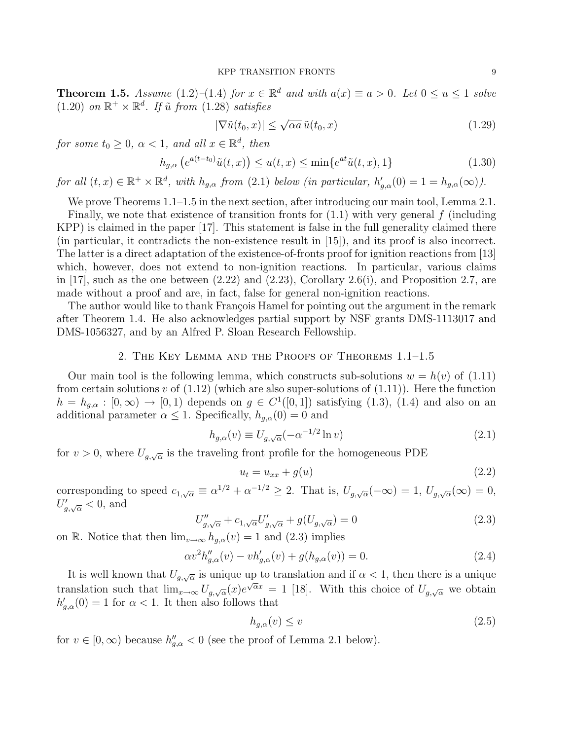**Theorem 1.5.** *Assume* (1.2)–(1.4) *for* $x \in \mathbb{R}^d$ *and with* $a(x) \equiv a > 0$*. Let* $0 \le u \le 1$ *solve* (1.20) *on* $\mathbb{R}^+ \times \mathbb{R}^d$*. If* $\tilde{u}$ *from* (1.28) *satisfies*

$$|\nabla \tilde{u}(t_0, x)| \le \sqrt{\alpha a}\, \tilde{u}(t_0, x) \tag{1.29}$$

*for some* $t_0 \ge 0$*,* $\alpha < 1$*, and all* $x \in \mathbb{R}^d$*, then*

$$h_{g,\alpha}\left(e^{a(t-t_0)}\tilde{u}(t,x)\right) \le u(t,x) \le \min\{e^{at}\tilde{u}(t,x), 1\} \tag{1.30}$$

*for all* $(t,x) \in \mathbb{R}^+ \times \mathbb{R}^d$*, with* $h_{g,\alpha}$ *from* (2.1) *below (in particular,* $h'_{g,\alpha}(0) = 1 = h_{g,\alpha}(\infty)$*).*

We prove Theorems 1.1–1.5 in the next section, after introducing our main tool, Lemma 2.1.

Finally, we note that existence of transition fronts for (1.1) with very general $f$ (including KPP) is claimed in the paper [17]. This statement is false in the full generality claimed there (in particular, it contradicts the non-existence result in [15]), and its proof is also incorrect. The latter is a direct adaptation of the existence-of-fronts proof for ignition reactions from [13] which, however, does not extend to non-ignition reactions. In particular, various claims in [17], such as the one between (2.22) and (2.23), Corollary 2.6(i), and Proposition 2.7, are made without a proof and are, in fact, false for general non-ignition reactions.

The author would like to thank François Hamel for pointing out the argument in the remark after Theorem 1.4. He also acknowledges partial support by NSF grants DMS-1113017 and DMS-1056327, and by an Alfred P. Sloan Research Fellowship.

## 2. The Key Lemma and the Proofs of Theorems 1.1–1.5

Our main tool is the following lemma, which constructs sub-solutions $w = h(v)$ of (1.11) from certain solutions $v$ of (1.12) (which are also super-solutions of (1.11)). Here the function $h = h_{g,\alpha} : [0,\infty) \to [0,1)$ depends on $g \in C^1([0,1])$ satisfying (1.3), (1.4) and also on an additional parameter $\alpha \le 1$. Specifically, $h_{g,\alpha}(0) = 0$ and

$$h_{g,\alpha}(v) \equiv U_{g,\sqrt{\alpha}}(-\alpha^{-1/2}\ln v) \tag{2.1}$$

for $v > 0$, where $U_{g,\sqrt{\alpha}}$ is the traveling front profile for the homogeneous PDE

$$u_t = u_{xx} + g(u) \tag{2.2}$$

corresponding to speed $c_{1,\sqrt{\alpha}} \equiv \alpha^{1/2} + \alpha^{-1/2} \ge 2$. That is, $U_{g,\sqrt{\alpha}}(-\infty) = 1$, $U_{g,\sqrt{\alpha}}(\infty) = 0$, $U'_{g,\sqrt{\alpha}} < 0$, and

$$U''_{g,\sqrt{\alpha}} + c_{1,\sqrt{\alpha}}U'_{g,\sqrt{\alpha}} + g(U_{g,\sqrt{\alpha}}) = 0 \tag{2.3}$$

on $\mathbb{R}$. Notice that then $\lim_{v\to\infty} h_{g,\alpha}(v) = 1$ and (2.3) implies

$$\alpha v^2 h''_{g,\alpha}(v) - v h'_{g,\alpha}(v) + g(h_{g,\alpha}(v)) = 0. \tag{2.4}$$

It is well known that $U_{g,\sqrt{\alpha}}$ is unique up to translation and if $\alpha < 1$, then there is a unique translation such that $\lim_{x\to\infty} U_{g,\sqrt{\alpha}}(x)e^{\sqrt{\alpha}x} = 1$ [18]. With this choice of $U_{g,\sqrt{\alpha}}$ we obtain $h'_{g,\alpha}(0) = 1$ for $\alpha < 1$. It then also follows that

$$h_{g,\alpha}(v) \le v \tag{2.5}$$

for $v \in [0,\infty)$ because $h''_{g,\alpha} < 0$ (see the proof of Lemma 2.1 below).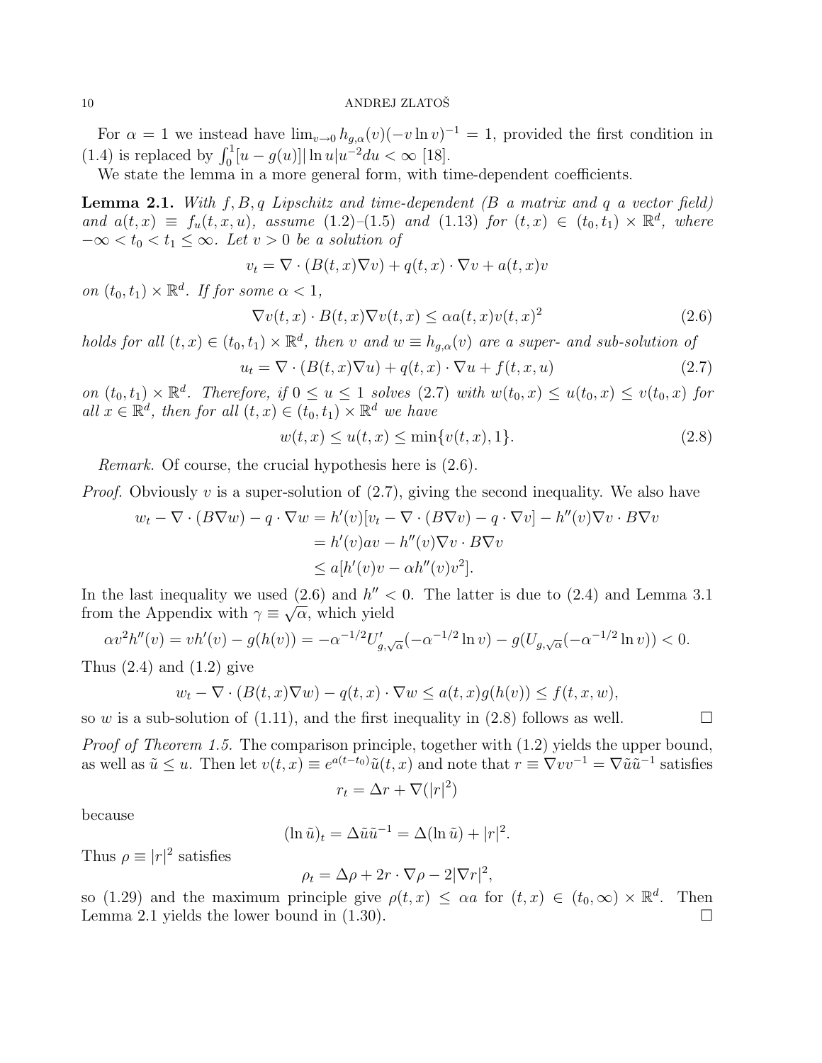For $\alpha = 1$ we instead have $\lim_{v\to 0} h_{g,\alpha}(v)(-v\ln v)^{-1} = 1$, provided the first condition in (1.4) is replaced by $\int_0^1 [u - g(u)]|\ln u| u^{-2} du < \infty$ [18].

We state the lemma in a more general form, with time-dependent coefficients.

**Lemma 2.1.** *With $f, B, q$ Lipschitz and time-dependent ($B$ a matrix and $q$ a vector field) and $a(t,x) \equiv f_u(t,x,u)$, assume (1.2)–(1.5) and (1.13) for $(t,x) \in (t_0,t_1)\times\mathbb{R}^d$, where $-\infty < t_0 < t_1 \le \infty$. Let $v > 0$ be a solution of*

$$v_t = \nabla\cdot(B(t,x)\nabla v) + q(t,x)\cdot\nabla v + a(t,x)v$$

*on $(t_0,t_1)\times\mathbb{R}^d$. If for some $\alpha < 1$,*

$$\nabla v(t,x)\cdot B(t,x)\nabla v(t,x) \le \alpha a(t,x) v(t,x)^2 \tag{2.6}$$

*holds for all $(t,x)\in(t_0,t_1)\times\mathbb{R}^d$, then $v$ and $w \equiv h_{g,\alpha}(v)$ are a super- and sub-solution of*

$$u_t = \nabla\cdot(B(t,x)\nabla u) + q(t,x)\cdot\nabla u + f(t,x,u) \tag{2.7}$$

*on $(t_0,t_1)\times\mathbb{R}^d$. Therefore, if $0 \le u \le 1$ solves (2.7) with $w(t_0,x) \le u(t_0,x) \le v(t_0,x)$ for all $x\in\mathbb{R}^d$, then for all $(t,x)\in(t_0,t_1)\times\mathbb{R}^d$ we have*

$$w(t,x) \le u(t,x) \le \min\{v(t,x), 1\}. \tag{2.8}$$

*Remark.* Of course, the crucial hypothesis here is (2.6).

*Proof.* Obviously $v$ is a super-solution of (2.7), giving the second inequality. We also have

$$\begin{aligned}
w_t - \nabla\cdot(B\nabla w) - q\cdot\nabla w &= h'(v)[v_t - \nabla\cdot(B\nabla v) - q\cdot\nabla v] - h''(v)\nabla v\cdot B\nabla v \\
&= h'(v)av - h''(v)\nabla v\cdot B\nabla v \\
&\le a[h'(v)v - \alpha h''(v)v^2].
\end{aligned}$$

In the last inequality we used (2.6) and $h'' < 0$. The latter is due to (2.4) and Lemma 3.1 from the Appendix with $\gamma \equiv \sqrt{\alpha}$, which yield

$$\alpha v^2 h''(v) = vh'(v) - g(h(v)) = -\alpha^{-1/2}U'_{g,\sqrt{\alpha}}(-\alpha^{-1/2}\ln v) - g(U_{g,\sqrt{\alpha}}(-\alpha^{-1/2}\ln v)) < 0.$$

Thus (2.4) and (1.2) give

$$w_t - \nabla\cdot(B(t,x)\nabla w) - q(t,x)\cdot\nabla w \le a(t,x)g(h(v)) \le f(t,x,w),$$

so $w$ is a sub-solution of (1.11), and the first inequality in (2.8) follows as well. $\square$

*Proof of Theorem 1.5.* The comparison principle, together with (1.2) yields the upper bound, as well as $\tilde u \le u$. Then let $v(t,x) \equiv e^{a(t-t_0)}\tilde u(t,x)$ and note that $r \equiv \nabla v v^{-1} = \nabla\tilde u\tilde u^{-1}$ satisfies

$$r_t = \Delta r + \nabla(|r|^2)$$

because

$$(\ln\tilde u)_t = \Delta\tilde u\tilde u^{-1} = \Delta(\ln\tilde u) + |r|^2.$$

Thus $\rho \equiv |r|^2$ satisfies

$$\rho_t = \Delta\rho + 2r\cdot\nabla\rho - 2|\nabla r|^2,$$

so (1.29) and the maximum principle give $\rho(t,x) \le \alpha a$ for $(t,x)\in(t_0,\infty)\times\mathbb{R}^d$. Then Lemma 2.1 yields the lower bound in (1.30). $\square$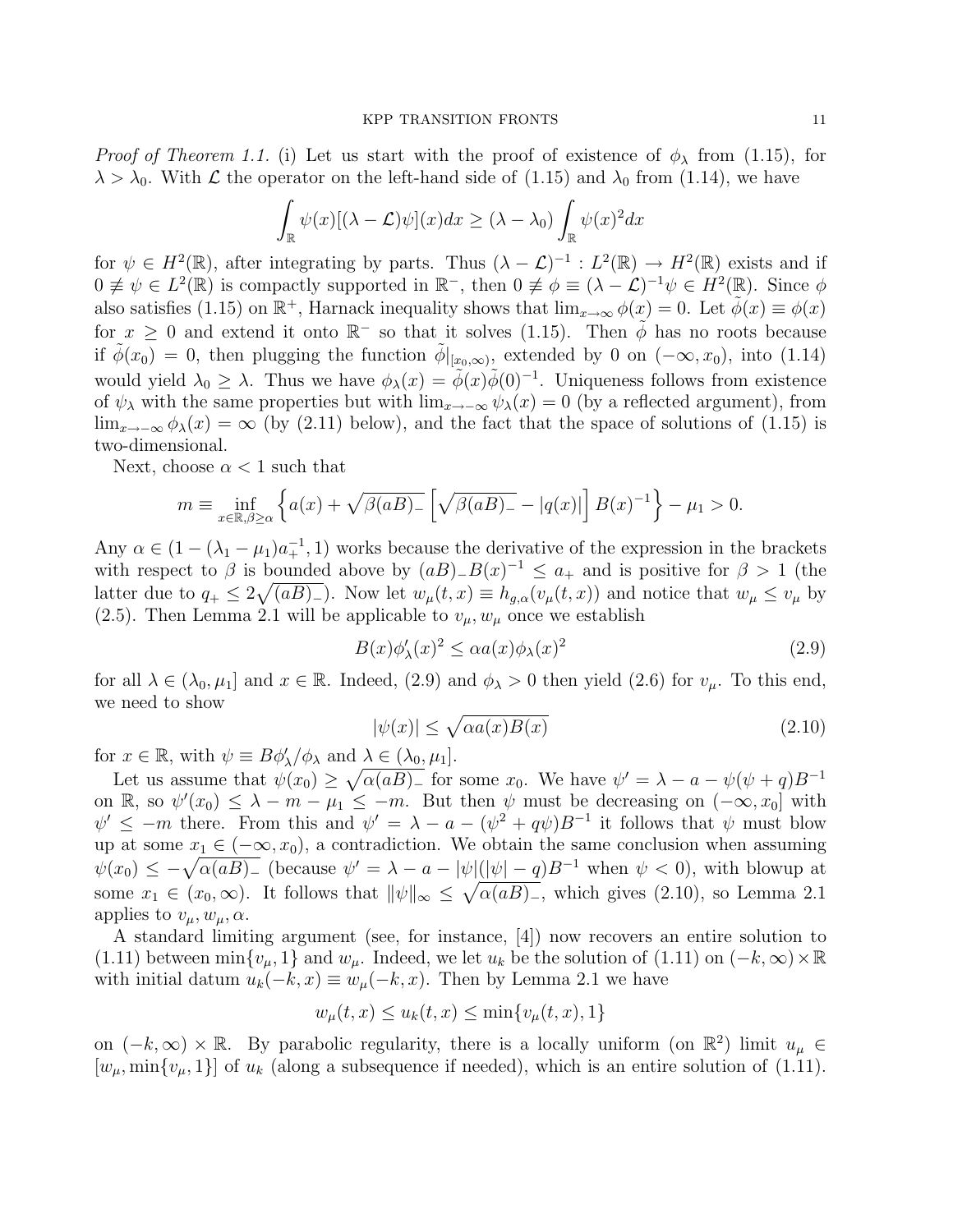*Proof of Theorem 1.1.* (i) Let us start with the proof of existence of $\phi_\lambda$ from (1.15), for $\lambda > \lambda_0$. With $\mathcal{L}$ the operator on the left-hand side of (1.15) and $\lambda_0$ from (1.14), we have

$$\int_{\mathbb{R}} \psi(x)[(\lambda - \mathcal{L})\psi](x)dx \geq (\lambda - \lambda_0)\int_{\mathbb{R}} \psi(x)^2 dx$$

for $\psi \in H^2(\mathbb{R})$, after integrating by parts. Thus $(\lambda - \mathcal{L})^{-1} : L^2(\mathbb{R}) \to H^2(\mathbb{R})$ exists and if $0 \not\equiv \psi \in L^2(\mathbb{R})$ is compactly supported in $\mathbb{R}^-$, then $0 \not\equiv \phi \equiv (\lambda - \mathcal{L})^{-1}\psi \in H^2(\mathbb{R})$. Since $\phi$ also satisfies (1.15) on $\mathbb{R}^+$, Harnack inequality shows that $\lim_{x\to\infty} \phi(x) = 0$. Let $\tilde{\phi}(x) \equiv \phi(x)$ for $x \geq 0$ and extend it onto $\mathbb{R}^-$ so that it solves (1.15). Then $\tilde{\phi}$ has no roots because if $\tilde{\phi}(x_0) = 0$, then plugging the function $\tilde{\phi}|_{[x_0,\infty)}$, extended by 0 on $(-\infty, x_0)$, into (1.14) would yield $\lambda_0 \geq \lambda$. Thus we have $\phi_\lambda(x) = \tilde{\phi}(x)\tilde{\phi}(0)^{-1}$. Uniqueness follows from existence of $\psi_\lambda$ with the same properties but with $\lim_{x\to-\infty} \psi_\lambda(x) = 0$ (by a reflected argument), from $\lim_{x\to-\infty} \phi_\lambda(x) = \infty$ (by (2.11) below), and the fact that the space of solutions of (1.15) is two-dimensional.

Next, choose $\alpha < 1$ such that

$$m \equiv \inf_{x\in\mathbb{R},\beta\geq\alpha} \left\{ a(x) + \sqrt{\beta(aB)_-}\left[\sqrt{\beta(aB)_-} - |q(x)|\right] B(x)^{-1} \right\} - \mu_1 > 0.$$

Any $\alpha \in (1 - (\lambda_1 - \mu_1)a_+^{-1}, 1)$ works because the derivative of the expression in the brackets with respect to $\beta$ is bounded above by $(aB)_- B(x)^{-1} \leq a_+$ and is positive for $\beta > 1$ (the latter due to $q_+ \leq 2\sqrt{(aB)_-}$). Now let $w_\mu(t,x) \equiv h_{g,\alpha}(v_\mu(t,x))$ and notice that $w_\mu \leq v_\mu$ by (2.5). Then Lemma 2.1 will be applicable to $v_\mu, w_\mu$ once we establish

$$B(x)\phi'_\lambda(x)^2 \leq \alpha a(x)\phi_\lambda(x)^2 \tag{2.9}$$

for all $\lambda \in (\lambda_0, \mu_1]$ and $x \in \mathbb{R}$. Indeed, (2.9) and $\phi_\lambda > 0$ then yield (2.6) for $v_\mu$. To this end, we need to show

$$|\psi(x)| \leq \sqrt{\alpha a(x)B(x)} \tag{2.10}$$

for $x \in \mathbb{R}$, with $\psi \equiv B\phi'_\lambda/\phi_\lambda$ and $\lambda \in (\lambda_0, \mu_1]$.

Let us assume that $\psi(x_0) \geq \sqrt{\alpha(aB)_-}$ for some $x_0$. We have $\psi' = \lambda - a - \psi(\psi + q)B^{-1}$ on $\mathbb{R}$, so $\psi'(x_0) \leq \lambda - m - \mu_1 \leq -m$. But then $\psi$ must be decreasing on $(-\infty, x_0]$ with $\psi' \leq -m$ there. From this and $\psi' = \lambda - a - (\psi^2 + q\psi)B^{-1}$ it follows that $\psi$ must blow up at some $x_1 \in (-\infty, x_0)$, a contradiction. We obtain the same conclusion when assuming $\psi(x_0) \leq -\sqrt{\alpha(aB)_-}$ (because $\psi' = \lambda - a - |\psi|(|\psi| - q)B^{-1}$ when $\psi < 0$), with blowup at some $x_1 \in (x_0, \infty)$. It follows that $\|\psi\|_\infty \leq \sqrt{\alpha(aB)_-}$, which gives (2.10), so Lemma 2.1 applies to $v_\mu, w_\mu, \alpha$.

A standard limiting argument (see, for instance, [4]) now recovers an entire solution to (1.11) between $\min\{v_\mu, 1\}$ and $w_\mu$. Indeed, we let $u_k$ be the solution of (1.11) on $(-k, \infty) \times \mathbb{R}$ with initial datum $u_k(-k, x) \equiv w_\mu(-k, x)$. Then by Lemma 2.1 we have

$$w_\mu(t,x) \leq u_k(t,x) \leq \min\{v_\mu(t,x), 1\}$$

on $(-k, \infty) \times \mathbb{R}$. By parabolic regularity, there is a locally uniform (on $\mathbb{R}^2$) limit $u_\mu \in [w_\mu, \min\{v_\mu, 1\}]$ of $u_k$ (along a subsequence if needed), which is an entire solution of (1.11).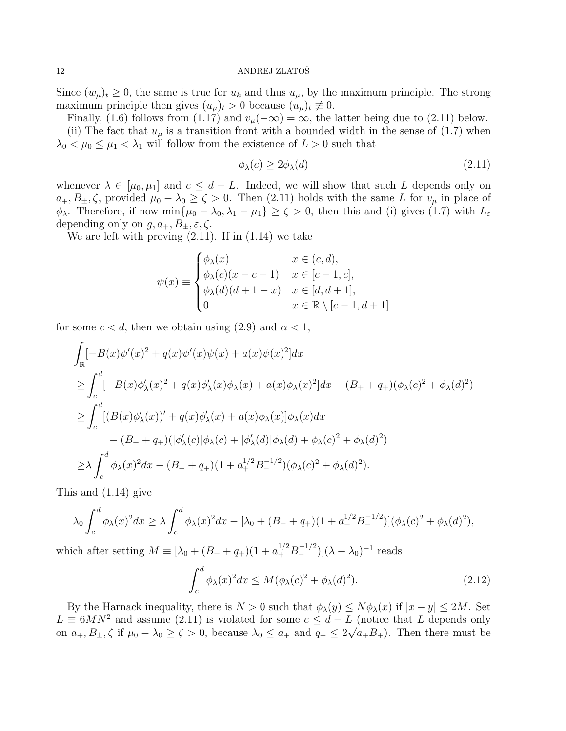Since $(w_\mu)_t \geq 0$, the same is true for $u_k$ and thus $u_\mu$, by the maximum principle. The strong maximum principle then gives $(u_\mu)_t > 0$ because $(u_\mu)_t \not\equiv 0$.

Finally, (1.6) follows from (1.17) and $v_\mu(-\infty) = \infty$, the latter being due to (2.11) below.

(ii) The fact that $u_\mu$ is a transition front with a bounded width in the sense of (1.7) when $\lambda_0 < \mu_0 \leq \mu_1 < \lambda_1$ will follow from the existence of $L > 0$ such that

$$\phi_\lambda(c) \geq 2\phi_\lambda(d) \tag{2.11}$$

whenever $\lambda \in [\mu_0, \mu_1]$ and $c \leq d - L$. Indeed, we will show that such $L$ depends only on $a_+, B_\pm, \zeta$, provided $\mu_0 - \lambda_0 \geq \zeta > 0$. Then (2.11) holds with the same $L$ for $v_\mu$ in place of $\phi_\lambda$. Therefore, if now $\min\{\mu_0 - \lambda_0, \lambda_1 - \mu_1\} \geq \zeta > 0$, then this and (i) gives (1.7) with $L_\varepsilon$ depending only on $g, a_+, B_\pm, \varepsilon, \zeta$.

We are left with proving (2.11). If in (1.14) we take

$$\psi(x) \equiv \begin{cases} \phi_\lambda(x) & x \in (c, d), \\ \phi_\lambda(c)(x - c + 1) & x \in [c-1, c], \\ \phi_\lambda(d)(d + 1 - x) & x \in [d, d+1], \\ 0 & x \in \mathbb{R} \setminus [c-1, d+1] \end{cases}$$

for some $c < d$, then we obtain using (2.9) and $\alpha < 1$,

$$\begin{aligned}
&\int_{\mathbb{R}} [-B(x)\psi'(x)^2 + q(x)\psi'(x)\psi(x) + a(x)\psi(x)^2] dx \\
&\geq \int_c^d [-B(x)\phi_\lambda'(x)^2 + q(x)\phi_\lambda'(x)\phi_\lambda(x) + a(x)\phi_\lambda(x)^2] dx - (B_+ + q_+)(\phi_\lambda(c)^2 + \phi_\lambda(d)^2) \\
&\geq \int_c^d [(B(x)\phi_\lambda'(x))' + q(x)\phi_\lambda'(x) + a(x)\phi_\lambda(x)]\phi_\lambda(x) dx \\
&\qquad - (B_+ + q_+)(|\phi_\lambda'(c)|\phi_\lambda(c) + |\phi_\lambda'(d)|\phi_\lambda(d) + \phi_\lambda(c)^2 + \phi_\lambda(d)^2) \\
&\geq \lambda \int_c^d \phi_\lambda(x)^2 dx - (B_+ + q_+)(1 + a_+^{1/2} B_-^{-1/2})(\phi_\lambda(c)^2 + \phi_\lambda(d)^2).
\end{aligned}$$

This and (1.14) give

$$\lambda_0 \int_c^d \phi_\lambda(x)^2 dx \geq \lambda \int_c^d \phi_\lambda(x)^2 dx - [\lambda_0 + (B_+ + q_+)(1 + a_+^{1/2} B_-^{-1/2})](\phi_\lambda(c)^2 + \phi_\lambda(d)^2),$$

which after setting $M \equiv [\lambda_0 + (B_+ + q_+)(1 + a_+^{1/2} B_-^{-1/2})](\lambda - \lambda_0)^{-1}$ reads

$$\int_c^d \phi_\lambda(x)^2 dx \leq M(\phi_\lambda(c)^2 + \phi_\lambda(d)^2). \tag{2.12}$$

By the Harnack inequality, there is $N > 0$ such that $\phi_\lambda(y) \leq N\phi_\lambda(x)$ if $|x - y| \leq 2M$. Set $L \equiv 6MN^2$ and assume (2.11) is violated for some $c \leq d - L$ (notice that $L$ depends only on $a_+, B_\pm, \zeta$ if $\mu_0 - \lambda_0 \geq \zeta > 0$, because $\lambda_0 \leq a_+$ and $q_+ \leq 2\sqrt{a_+ B_+}$). Then there must be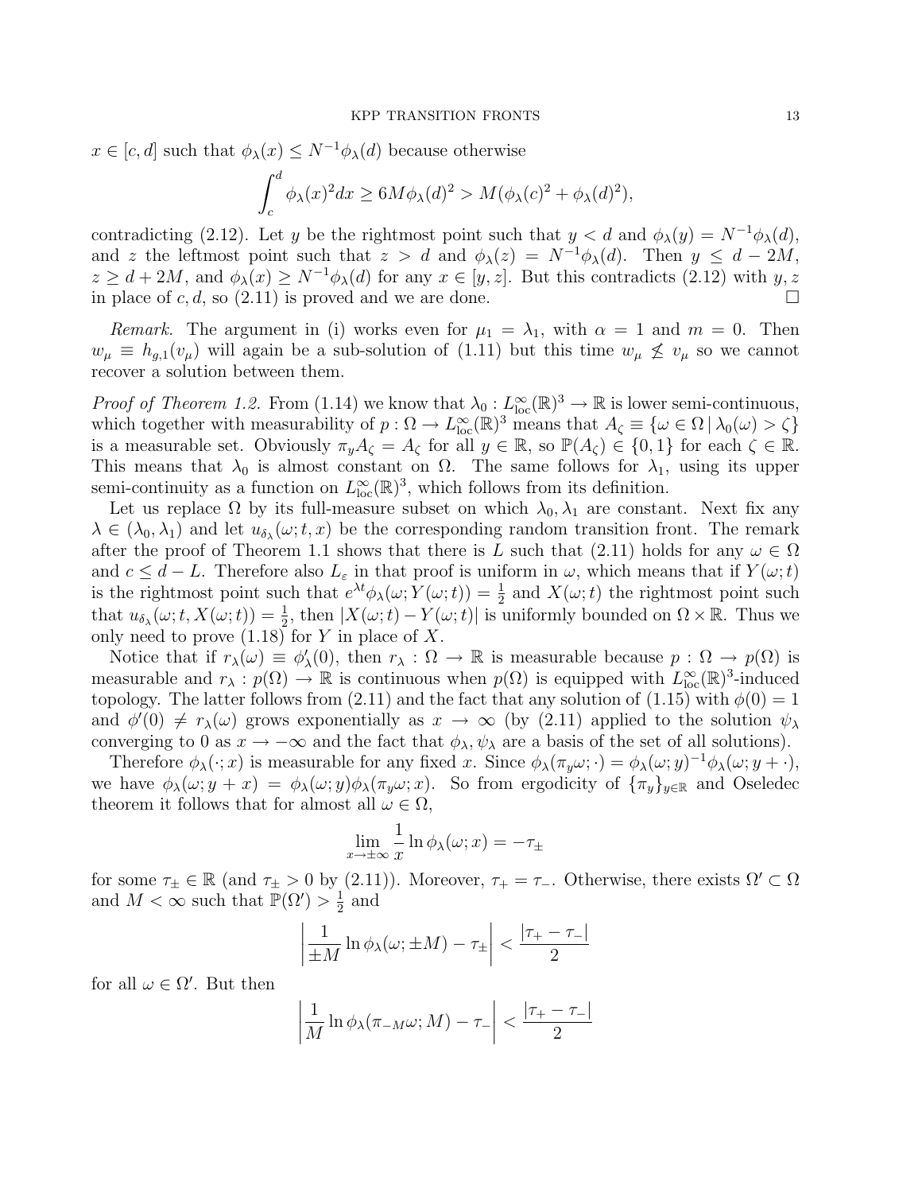$x \in [c, d]$ such that $\phi_\lambda(x) \le N^{-1}\phi_\lambda(d)$ because otherwise

$$\int_c^d \phi_\lambda(x)^2 dx \ge 6M\phi_\lambda(d)^2 > M(\phi_\lambda(c)^2 + \phi_\lambda(d)^2),$$

contradicting (2.12). Let $y$ be the rightmost point such that $y < d$ and $\phi_\lambda(y) = N^{-1}\phi_\lambda(d)$, and $z$ the leftmost point such that $z > d$ and $\phi_\lambda(z) = N^{-1}\phi_\lambda(d)$. Then $y \le d - 2M$, $z \ge d + 2M$, and $\phi_\lambda(x) \ge N^{-1}\phi_\lambda(d)$ for any $x \in [y, z]$. But this contradicts (2.12) with $y, z$ in place of $c, d$, so (2.11) is proved and we are done. $\square$

*Remark.* The argument in (i) works even for $\mu_1 = \lambda_1$, with $\alpha = 1$ and $m = 0$. Then $w_\mu \equiv h_{g,1}(v_\mu)$ will again be a sub-solution of (1.11) but this time $w_\mu \not\le v_\mu$ so we cannot recover a solution between them.

*Proof of Theorem 1.2.* From (1.14) we know that $\lambda_0 : L^\infty_{\text{loc}}(\mathbb{R})^3 \to \mathbb{R}$ is lower semi-continuous, which together with measurability of $p : \Omega \to L^\infty_{\text{loc}}(\mathbb{R})^3$ means that $A_\zeta \equiv \{\omega \in \Omega \,|\, \lambda_0(\omega) > \zeta\}$ is a measurable set. Obviously $\pi_y A_\zeta = A_\zeta$ for all $y \in \mathbb{R}$, so $\mathbb{P}(A_\zeta) \in \{0, 1\}$ for each $\zeta \in \mathbb{R}$. This means that $\lambda_0$ is almost constant on $\Omega$. The same follows for $\lambda_1$, using its upper semi-continuity as a function on $L^\infty_{\text{loc}}(\mathbb{R})^3$, which follows from its definition.

Let us replace $\Omega$ by its full-measure subset on which $\lambda_0, \lambda_1$ are constant. Next fix any $\lambda \in (\lambda_0, \lambda_1)$ and let $u_{\delta_\lambda}(\omega; t, x)$ be the corresponding random transition front. The remark after the proof of Theorem 1.1 shows that there is $L$ such that (2.11) holds for any $\omega \in \Omega$ and $c \le d - L$. Therefore also $L_\varepsilon$ in that proof is uniform in $\omega$, which means that if $Y(\omega; t)$ is the rightmost point such that $e^{\lambda t}\phi_\lambda(\omega; Y(\omega; t)) = \frac{1}{2}$ and $X(\omega; t)$ the rightmost point such that $u_{\delta_\lambda}(\omega; t, X(\omega; t)) = \frac{1}{2}$, then $|X(\omega; t) - Y(\omega; t)|$ is uniformly bounded on $\Omega \times \mathbb{R}$. Thus we only need to prove (1.18) for $Y$ in place of $X$.

Notice that if $r_\lambda(\omega) \equiv \phi'_\lambda(0)$, then $r_\lambda : \Omega \to \mathbb{R}$ is measurable because $p : \Omega \to p(\Omega)$ is measurable and $r_\lambda : p(\Omega) \to \mathbb{R}$ is continuous when $p(\Omega)$ is equipped with $L^\infty_{\text{loc}}(\mathbb{R})^3$-induced topology. The latter follows from (2.11) and the fact that any solution of (1.15) with $\phi(0) = 1$ and $\phi'(0) \ne r_\lambda(\omega)$ grows exponentially as $x \to \infty$ (by (2.11) applied to the solution $\psi_\lambda$ converging to 0 as $x \to -\infty$ and the fact that $\phi_\lambda, \psi_\lambda$ are a basis of the set of all solutions).

Therefore $\phi_\lambda(\cdot; x)$ is measurable for any fixed $x$. Since $\phi_\lambda(\pi_y\omega; \cdot) = \phi_\lambda(\omega; y)^{-1}\phi_\lambda(\omega; y + \cdot)$, we have $\phi_\lambda(\omega; y + x) = \phi_\lambda(\omega; y)\phi_\lambda(\pi_y\omega; x)$. So from ergodicity of $\{\pi_y\}_{y \in \mathbb{R}}$ and Oseledec theorem it follows that for almost all $\omega \in \Omega$,

$$\lim_{x \to \pm\infty} \frac{1}{x} \ln \phi_\lambda(\omega; x) = -\tau_\pm$$

for some $\tau_\pm \in \mathbb{R}$ (and $\tau_\pm > 0$ by (2.11)). Moreover, $\tau_+ = \tau_-$. Otherwise, there exists $\Omega' \subset \Omega$ and $M < \infty$ such that $\mathbb{P}(\Omega') > \frac{1}{2}$ and

$$\left| \frac{1}{\pm M} \ln \phi_\lambda(\omega; \pm M) - \tau_\pm \right| < \frac{|\tau_+ - \tau_-|}{2}$$

for all $\omega \in \Omega'$. But then

$$\left| \frac{1}{M} \ln \phi_\lambda(\pi_{-M}\omega; M) - \tau_- \right| < \frac{|\tau_+ - \tau_-|}{2}$$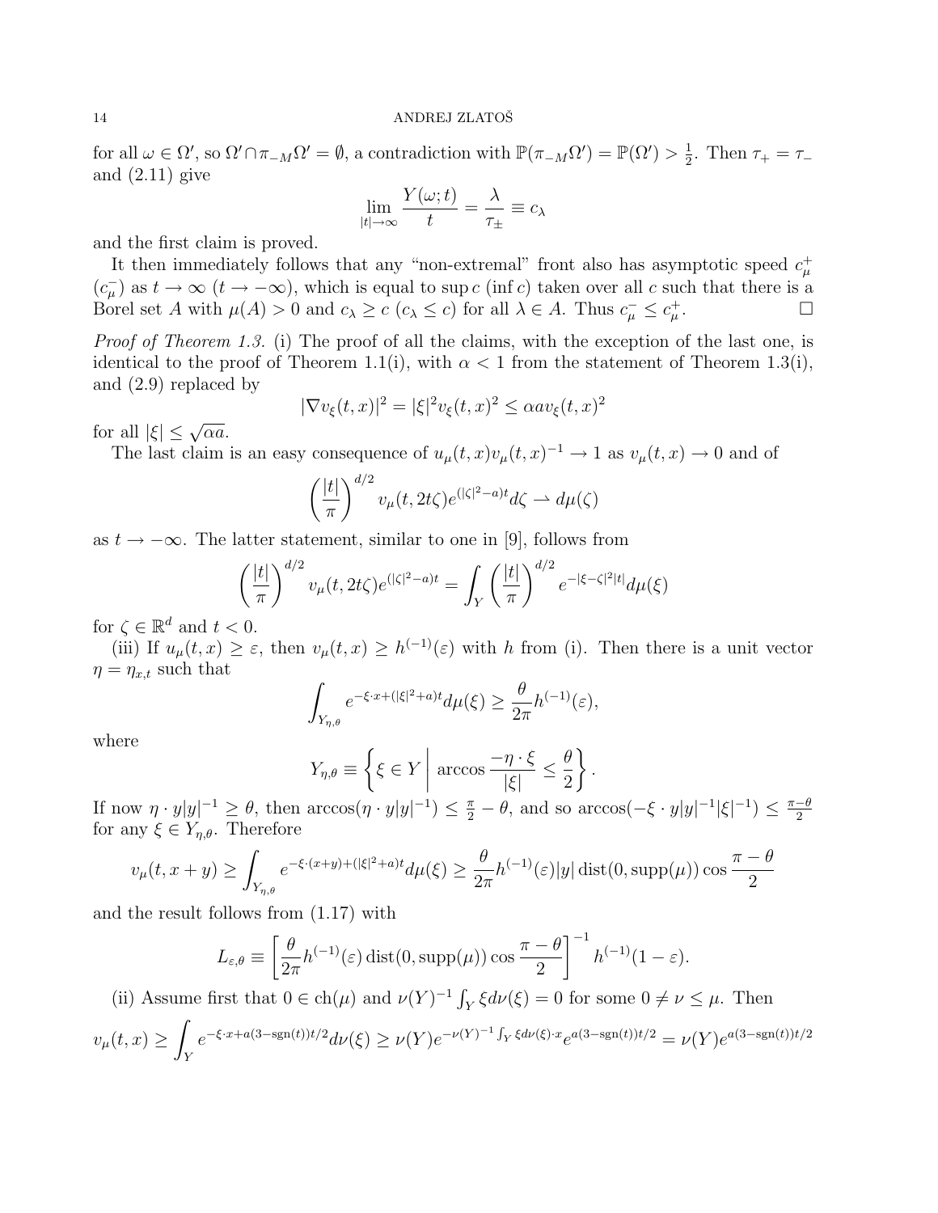for all $\omega \in \Omega'$, so $\Omega' \cap \pi_{-M}\Omega' = \emptyset$, a contradiction with $\mathbb{P}(\pi_{-M}\Omega') = \mathbb{P}(\Omega') > \frac{1}{2}$. Then $\tau_+ = \tau_-$ and (2.11) give

$$\lim_{|t|\to\infty} \frac{Y(\omega;t)}{t} = \frac{\lambda}{\tau_\pm} \equiv c_\lambda$$

and the first claim is proved.

It then immediately follows that any "non-extremal" front also has asymptotic speed $c_\mu^+$ ($c_\mu^-$) as $t \to \infty$ ($t \to -\infty$), which is equal to $\sup c$ ($\inf c$) taken over all $c$ such that there is a Borel set $A$ with $\mu(A) > 0$ and $c_\lambda \geq c$ ($c_\lambda \leq c$) for all $\lambda \in A$. Thus $c_\mu^- \leq c_\mu^+$. $\square$

*Proof of Theorem 1.3.* (i) The proof of all the claims, with the exception of the last one, is identical to the proof of Theorem 1.1(i), with $\alpha < 1$ from the statement of Theorem 1.3(i), and (2.9) replaced by

$$|\nabla v_\xi(t,x)|^2 = |\xi|^2 v_\xi(t,x)^2 \leq \alpha a v_\xi(t,x)^2$$

for all $|\xi| \leq \sqrt{\alpha a}$.

The last claim is an easy consequence of $u_\mu(t,x)v_\mu(t,x)^{-1} \to 1$ as $v_\mu(t,x) \to 0$ and of

$$\left(\frac{|t|}{\pi}\right)^{d/2} v_\mu(t, 2t\zeta) e^{(|\zeta|^2 - a)t} d\zeta \rightharpoonup d\mu(\zeta)$$

as $t \to -\infty$. The latter statement, similar to one in [9], follows from

$$\left(\frac{|t|}{\pi}\right)^{d/2} v_\mu(t, 2t\zeta) e^{(|\zeta|^2 - a)t} = \int_Y \left(\frac{|t|}{\pi}\right)^{d/2} e^{-|\xi - \zeta|^2 |t|} d\mu(\xi)$$

for $\zeta \in \mathbb{R}^d$ and $t < 0$.

(iii) If $u_\mu(t,x) \geq \varepsilon$, then $v_\mu(t,x) \geq h^{(-1)}(\varepsilon)$ with $h$ from (i). Then there is a unit vector $\eta = \eta_{x,t}$ such that

$$\int_{Y_{\eta,\theta}} e^{-\xi \cdot x + (|\xi|^2 + a)t} d\mu(\xi) \geq \frac{\theta}{2\pi} h^{(-1)}(\varepsilon),$$

where

$$Y_{\eta,\theta} \equiv \left\{ \xi \in Y \,\middle|\, \arccos \frac{-\eta \cdot \xi}{|\xi|} \leq \frac{\theta}{2} \right\}.$$

If now $\eta \cdot y|y|^{-1} \geq \theta$, then $\arccos(\eta \cdot y|y|^{-1}) \leq \frac{\pi}{2} - \theta$, and so $\arccos(-\xi \cdot y|y|^{-1}|\xi|^{-1}) \leq \frac{\pi - \theta}{2}$ for any $\xi \in Y_{\eta,\theta}$. Therefore

$$v_\mu(t, x+y) \geq \int_{Y_{\eta,\theta}} e^{-\xi \cdot (x+y) + (|\xi|^2 + a)t} d\mu(\xi) \geq \frac{\theta}{2\pi} h^{(-1)}(\varepsilon) |y| \operatorname{dist}(0, \operatorname{supp}(\mu)) \cos \frac{\pi - \theta}{2}$$

and the result follows from (1.17) with

$$L_{\varepsilon,\theta} \equiv \left[ \frac{\theta}{2\pi} h^{(-1)}(\varepsilon) \operatorname{dist}(0, \operatorname{supp}(\mu)) \cos \frac{\pi - \theta}{2} \right]^{-1} h^{(-1)}(1 - \varepsilon).$$

(ii) Assume first that $0 \in \operatorname{ch}(\mu)$ and $\nu(Y)^{-1} \int_Y \xi d\nu(\xi) = 0$ for some $0 \neq \nu \leq \mu$. Then

$$v_\mu(t,x) \geq \int_Y e^{-\xi \cdot x + a(3 - \operatorname{sgn}(t))t/2} d\nu(\xi) \geq \nu(Y) e^{-\nu(Y)^{-1} \int_Y \xi d\nu(\xi) \cdot x} e^{a(3 - \operatorname{sgn}(t))t/2} = \nu(Y) e^{a(3 - \operatorname{sgn}(t))t/2}$$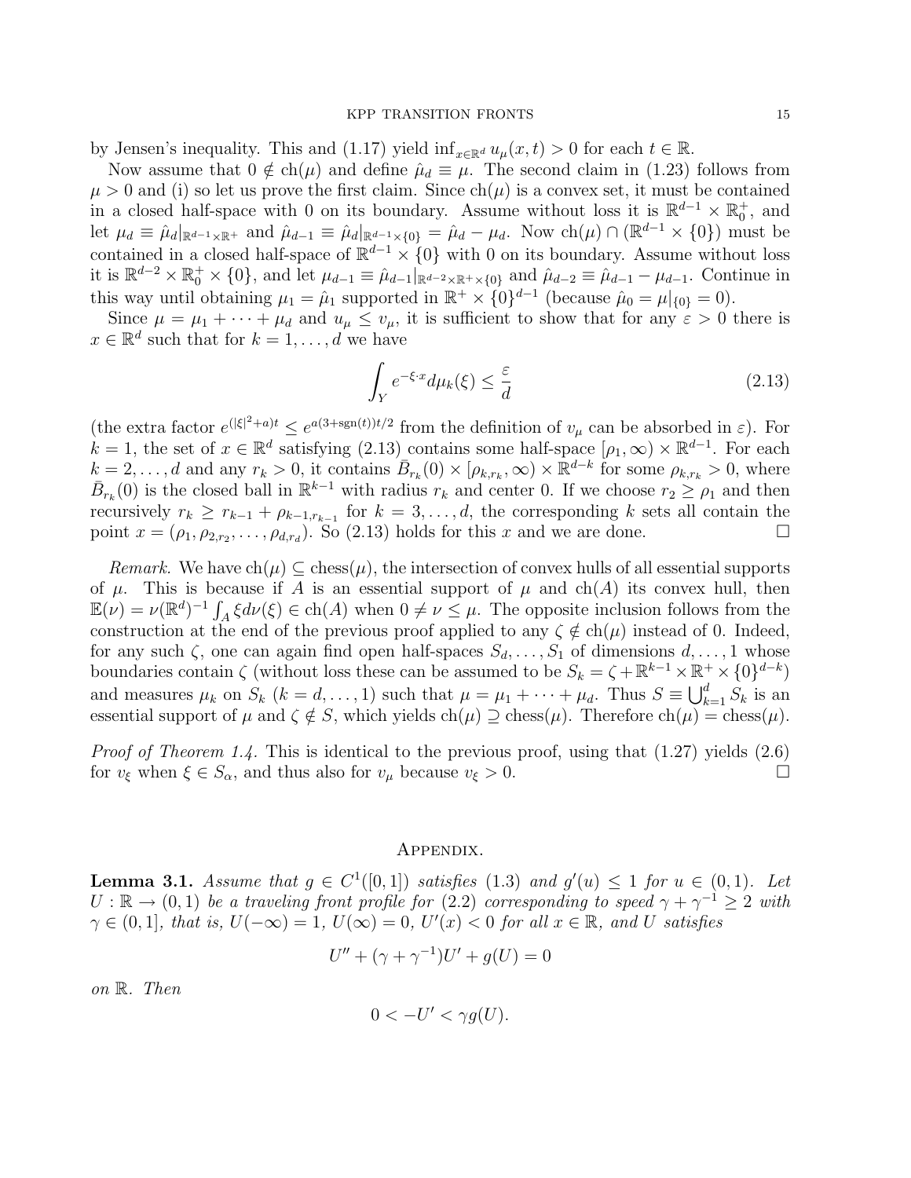by Jensen's inequality. This and (1.17) yield $\inf_{x\in\mathbb{R}^d} u_\mu(x,t) > 0$ for each $t \in \mathbb{R}$.

Now assume that $0 \notin \text{ch}(\mu)$ and define $\hat\mu_d \equiv \mu$. The second claim in (1.23) follows from $\mu > 0$ and (i) so let us prove the first claim. Since $\text{ch}(\mu)$ is a convex set, it must be contained in a closed half-space with 0 on its boundary. Assume without loss it is $\mathbb{R}^{d-1} \times \mathbb{R}_0^+$, and let $\mu_d \equiv \hat\mu_d|_{\mathbb{R}^{d-1}\times\mathbb{R}^+}$ and $\hat\mu_{d-1} \equiv \hat\mu_d|_{\mathbb{R}^{d-1}\times\{0\}} = \hat\mu_d - \mu_d$. Now $\text{ch}(\mu) \cap (\mathbb{R}^{d-1}\times\{0\})$ must be contained in a closed half-space of $\mathbb{R}^{d-1}\times\{0\}$ with 0 on its boundary. Assume without loss it is $\mathbb{R}^{d-2}\times\mathbb{R}_0^+\times\{0\}$, and let $\mu_{d-1} \equiv \hat\mu_{d-1}|_{\mathbb{R}^{d-2}\times\mathbb{R}^+\times\{0\}}$ and $\hat\mu_{d-2} \equiv \hat\mu_{d-1} - \mu_{d-1}$. Continue in this way until obtaining $\mu_1 = \hat\mu_1$ supported in $\mathbb{R}^+ \times \{0\}^{d-1}$ (because $\hat\mu_0 = \mu|_{\{0\}} = 0$).

Since $\mu = \mu_1 + \cdots + \mu_d$ and $u_\mu \le v_\mu$, it is sufficient to show that for any $\varepsilon > 0$ there is $x \in \mathbb{R}^d$ such that for $k = 1, \dots, d$ we have

$$\int_Y e^{-\xi\cdot x} d\mu_k(\xi) \le \frac{\varepsilon}{d} \tag{2.13}$$

(the extra factor $e^{(|\xi|^2+a)t} \le e^{a(3+\text{sgn}(t))t/2}$ from the definition of $v_\mu$ can be absorbed in $\varepsilon$). For $k = 1$, the set of $x \in \mathbb{R}^d$ satisfying (2.13) contains some half-space $[\rho_1, \infty) \times \mathbb{R}^{d-1}$. For each $k = 2, \dots, d$ and any $r_k > 0$, it contains $\bar B_{r_k}(0) \times [\rho_{k,r_k}, \infty) \times \mathbb{R}^{d-k}$ for some $\rho_{k,r_k} > 0$, where $\bar B_{r_k}(0)$ is the closed ball in $\mathbb{R}^{k-1}$ with radius $r_k$ and center 0. If we choose $r_2 \ge \rho_1$ and then recursively $r_k \ge r_{k-1} + \rho_{k-1,r_{k-1}}$ for $k = 3, \dots, d$, the corresponding $k$ sets all contain the point $x = (\rho_1, \rho_{2,r_2}, \dots, \rho_{d,r_d})$. So (2.13) holds for this $x$ and we are done. $\square$

*Remark.* We have $\text{ch}(\mu) \subseteq \text{chess}(\mu)$, the intersection of convex hulls of all essential supports of $\mu$. This is because if $A$ is an essential support of $\mu$ and $\text{ch}(A)$ its convex hull, then $\mathbb{E}(\nu) = \nu(\mathbb{R}^d)^{-1}\int_A \xi d\nu(\xi) \in \text{ch}(A)$ when $0 \ne \nu \le \mu$. The opposite inclusion follows from the construction at the end of the previous proof applied to any $\zeta \notin \text{ch}(\mu)$ instead of 0. Indeed, for any such $\zeta$, one can again find open half-spaces $S_d, \dots, S_1$ of dimensions $d, \dots, 1$ whose boundaries contain $\zeta$ (without loss these can be assumed to be $S_k = \zeta + \mathbb{R}^{k-1}\times\mathbb{R}^+\times\{0\}^{d-k}$) and measures $\mu_k$ on $S_k$ ($k = d, \dots, 1$) such that $\mu = \mu_1 + \cdots + \mu_d$. Thus $S \equiv \bigcup_{k=1}^d S_k$ is an essential support of $\mu$ and $\zeta \notin S$, which yields $\text{ch}(\mu) \supseteq \text{chess}(\mu)$. Therefore $\text{ch}(\mu) = \text{chess}(\mu)$.

*Proof of Theorem 1.4.* This is identical to the previous proof, using that (1.27) yields (2.6) for $v_\xi$ when $\xi \in S_\alpha$, and thus also for $v_\mu$ because $v_\xi > 0$. $\square$

## Appendix.

**Lemma 3.1.** *Assume that $g \in C^1([0,1])$ satisfies (1.3) and $g'(u) \le 1$ for $u \in (0,1)$. Let $U : \mathbb{R} \to (0,1)$ be a traveling front profile for (2.2) corresponding to speed $\gamma + \gamma^{-1} \ge 2$ with $\gamma \in (0,1]$, that is, $U(-\infty) = 1$, $U(\infty) = 0$, $U'(x) < 0$ for all $x \in \mathbb{R}$, and $U$ satisfies*

$$U'' + (\gamma + \gamma^{-1})U' + g(U) = 0$$

*on $\mathbb{R}$. Then*

$$0 < -U' < \gamma g(U).$$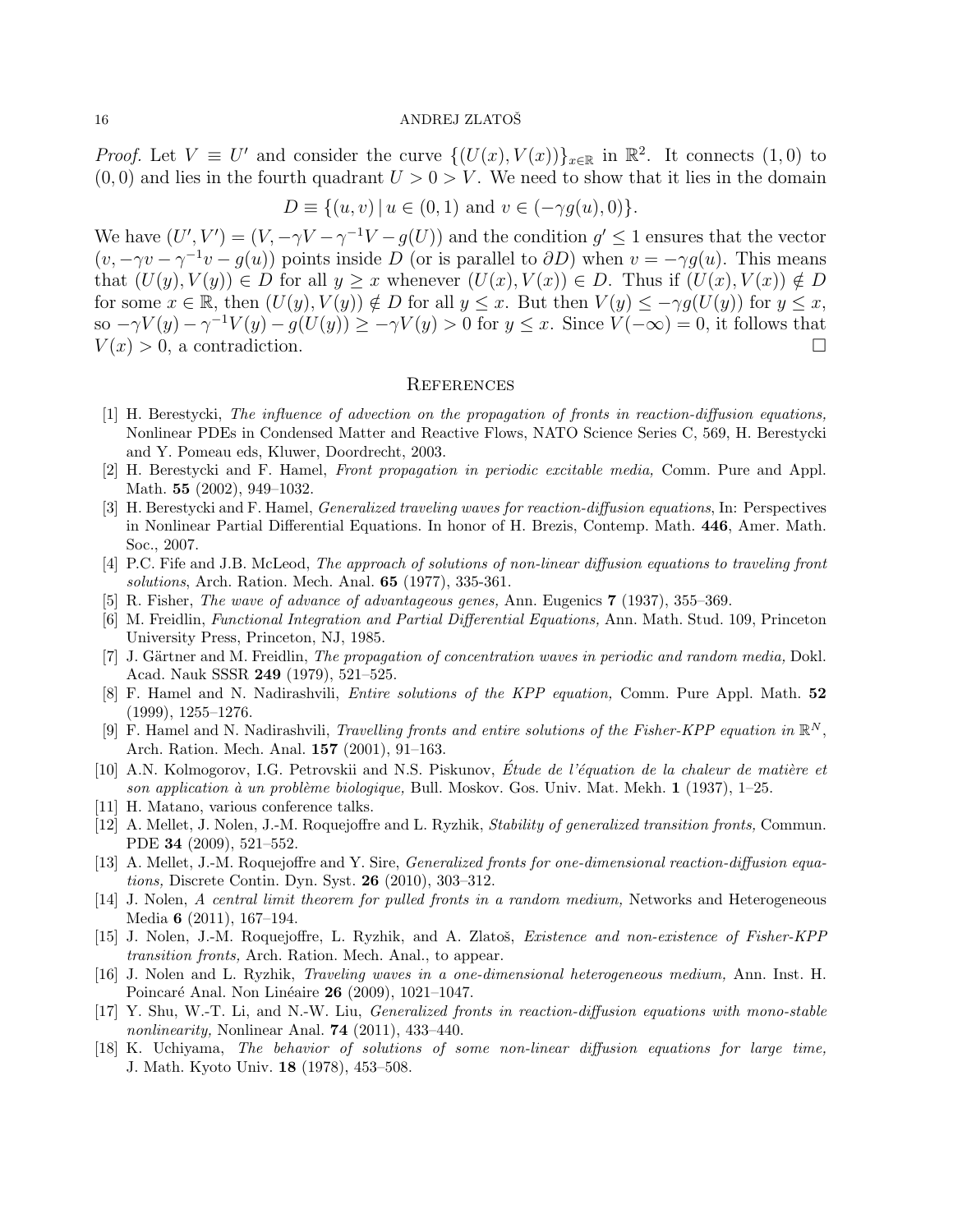*Proof.* Let $V \equiv U'$ and consider the curve $\{(U(x), V(x))\}_{x\in\mathbb{R}}$ in $\mathbb{R}^2$. It connects $(1,0)$ to $(0,0)$ and lies in the fourth quadrant $U > 0 > V$. We need to show that it lies in the domain

$$D \equiv \{(u,v) \,|\, u \in (0,1) \text{ and } v \in (-\gamma g(u), 0)\}.$$

We have $(U', V') = (V, -\gamma V - \gamma^{-1} V - g(U))$ and the condition $g' \leq 1$ ensures that the vector $(v, -\gamma v - \gamma^{-1} v - g(u))$ points inside $D$ (or is parallel to $\partial D$) when $v = -\gamma g(u)$. This means that $(U(y), V(y)) \in D$ for all $y \geq x$ whenever $(U(x), V(x)) \in D$. Thus if $(U(x), V(x)) \notin D$ for some $x \in \mathbb{R}$, then $(U(y), V(y)) \notin D$ for all $y \leq x$. But then $V(y) \leq -\gamma g(U(y))$ for $y \leq x$, so $-\gamma V(y) - \gamma^{-1} V(y) - g(U(y)) \geq -\gamma V(y) > 0$ for $y \leq x$. Since $V(-\infty) = 0$, it follows that $V(x) > 0$, a contradiction. □

## References

[1] H. Berestycki, *The influence of advection on the propagation of fronts in reaction-diffusion equations,* Nonlinear PDEs in Condensed Matter and Reactive Flows, NATO Science Series C, 569, H. Berestycki and Y. Pomeau eds, Kluwer, Doordrecht, 2003.

[2] H. Berestycki and F. Hamel, *Front propagation in periodic excitable media,* Comm. Pure and Appl. Math. **55** (2002), 949–1032.

[3] H. Berestycki and F. Hamel, *Generalized traveling waves for reaction-diffusion equations*, In: Perspectives in Nonlinear Partial Differential Equations. In honor of H. Brezis, Contemp. Math. **446**, Amer. Math. Soc., 2007.

[4] P.C. Fife and J.B. McLeod, *The approach of solutions of non-linear diffusion equations to traveling front solutions*, Arch. Ration. Mech. Anal. **65** (1977), 335-361.

[5] R. Fisher, *The wave of advance of advantageous genes,* Ann. Eugenics **7** (1937), 355–369.

[6] M. Freidlin, *Functional Integration and Partial Differential Equations,* Ann. Math. Stud. 109, Princeton University Press, Princeton, NJ, 1985.

[7] J. Gärtner and M. Freidlin, *The propagation of concentration waves in periodic and random media,* Dokl. Acad. Nauk SSSR **249** (1979), 521–525.

[8] F. Hamel and N. Nadirashvili, *Entire solutions of the KPP equation,* Comm. Pure Appl. Math. **52** (1999), 1255–1276.

[9] F. Hamel and N. Nadirashvili, *Travelling fronts and entire solutions of the Fisher-KPP equation in* $\mathbb{R}^N$, Arch. Ration. Mech. Anal. **157** (2001), 91–163.

[10] A.N. Kolmogorov, I.G. Petrovskii and N.S. Piskunov, *Étude de l'équation de la chaleur de matière et son application à un problème biologique,* Bull. Moskov. Gos. Univ. Mat. Mekh. **1** (1937), 1–25.

[11] H. Matano, various conference talks.

[12] A. Mellet, J. Nolen, J.-M. Roquejoffre and L. Ryzhik, *Stability of generalized transition fronts,* Commun. PDE **34** (2009), 521–552.

[13] A. Mellet, J.-M. Roquejoffre and Y. Sire, *Generalized fronts for one-dimensional reaction-diffusion equations,* Discrete Contin. Dyn. Syst. **26** (2010), 303–312.

[14] J. Nolen, *A central limit theorem for pulled fronts in a random medium,* Networks and Heterogeneous Media **6** (2011), 167–194.

[15] J. Nolen, J.-M. Roquejoffre, L. Ryzhik, and A. Zlatoš, *Existence and non-existence of Fisher-KPP transition fronts,* Arch. Ration. Mech. Anal., to appear.

[16] J. Nolen and L. Ryzhik, *Traveling waves in a one-dimensional heterogeneous medium,* Ann. Inst. H. Poincaré Anal. Non Linéaire **26** (2009), 1021–1047.

[17] Y. Shu, W.-T. Li, and N.-W. Liu, *Generalized fronts in reaction-diffusion equations with mono-stable nonlinearity,* Nonlinear Anal. **74** (2011), 433–440.

[18] K. Uchiyama, *The behavior of solutions of some non-linear diffusion equations for large time,* J. Math. Kyoto Univ. **18** (1978), 453–508.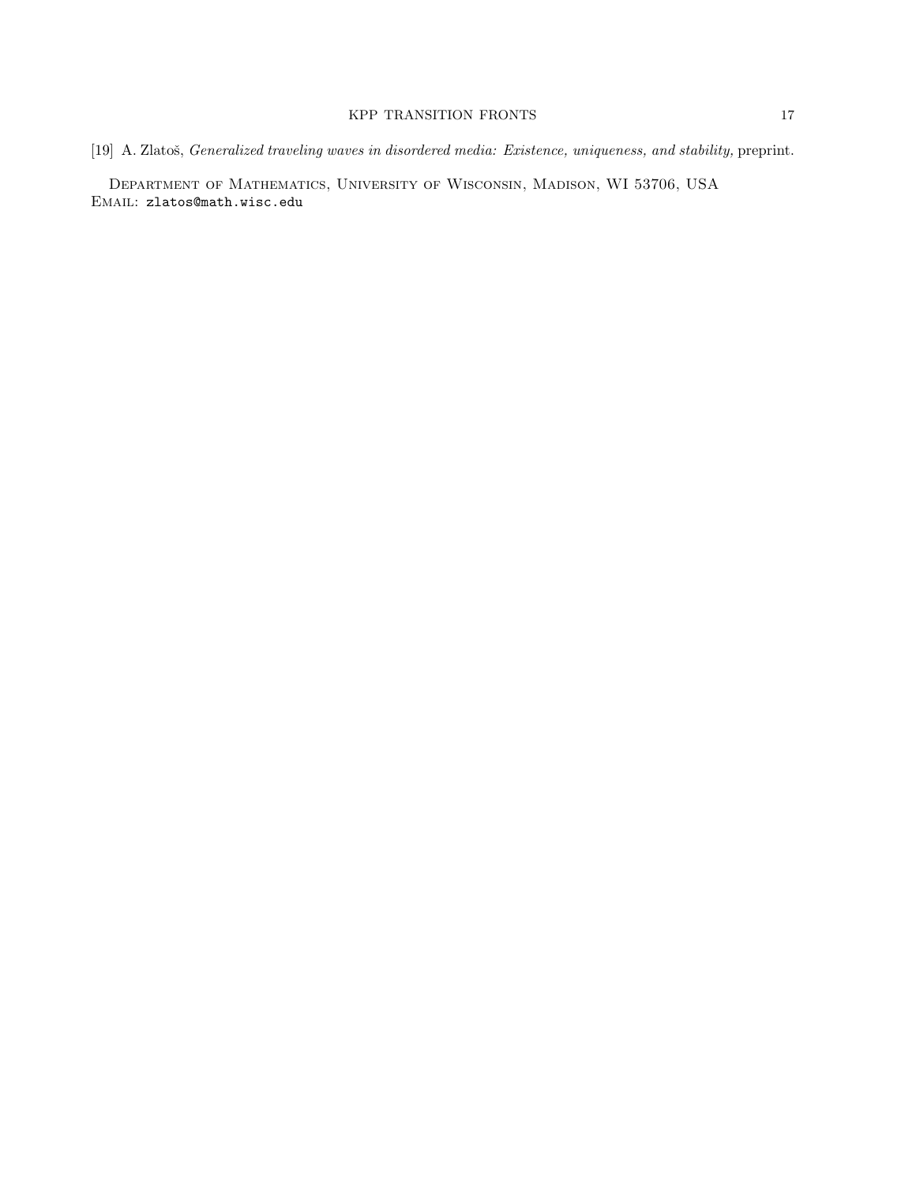[19] A. Zlatoš, *Generalized traveling waves in disordered media: Existence, uniqueness, and stability,* preprint.

Department of Mathematics, University of Wisconsin, Madison, WI 53706, USA
Email: zlatos@math.wisc.edu